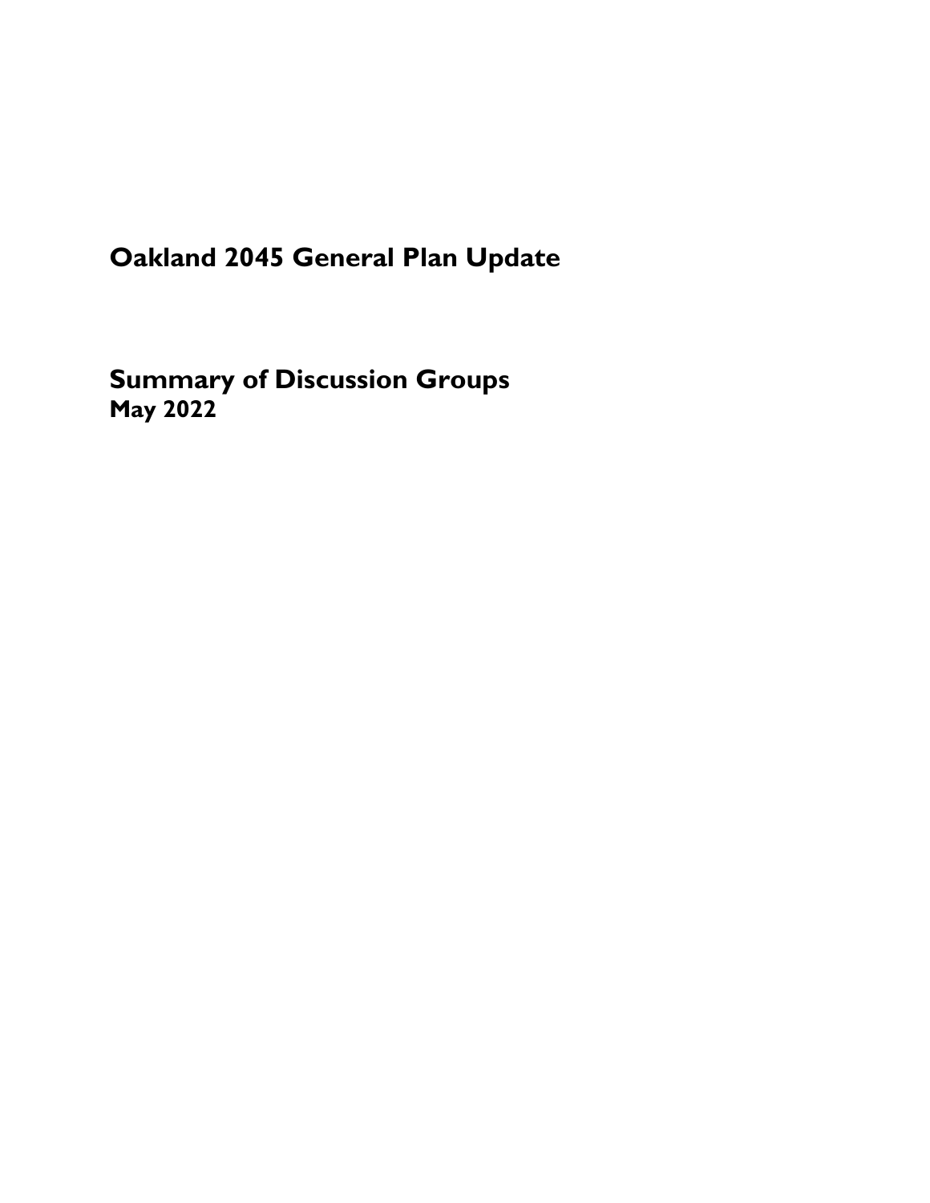# Oakland 2045 General Plan Update

## Summary of Discussion Groups

### May 2022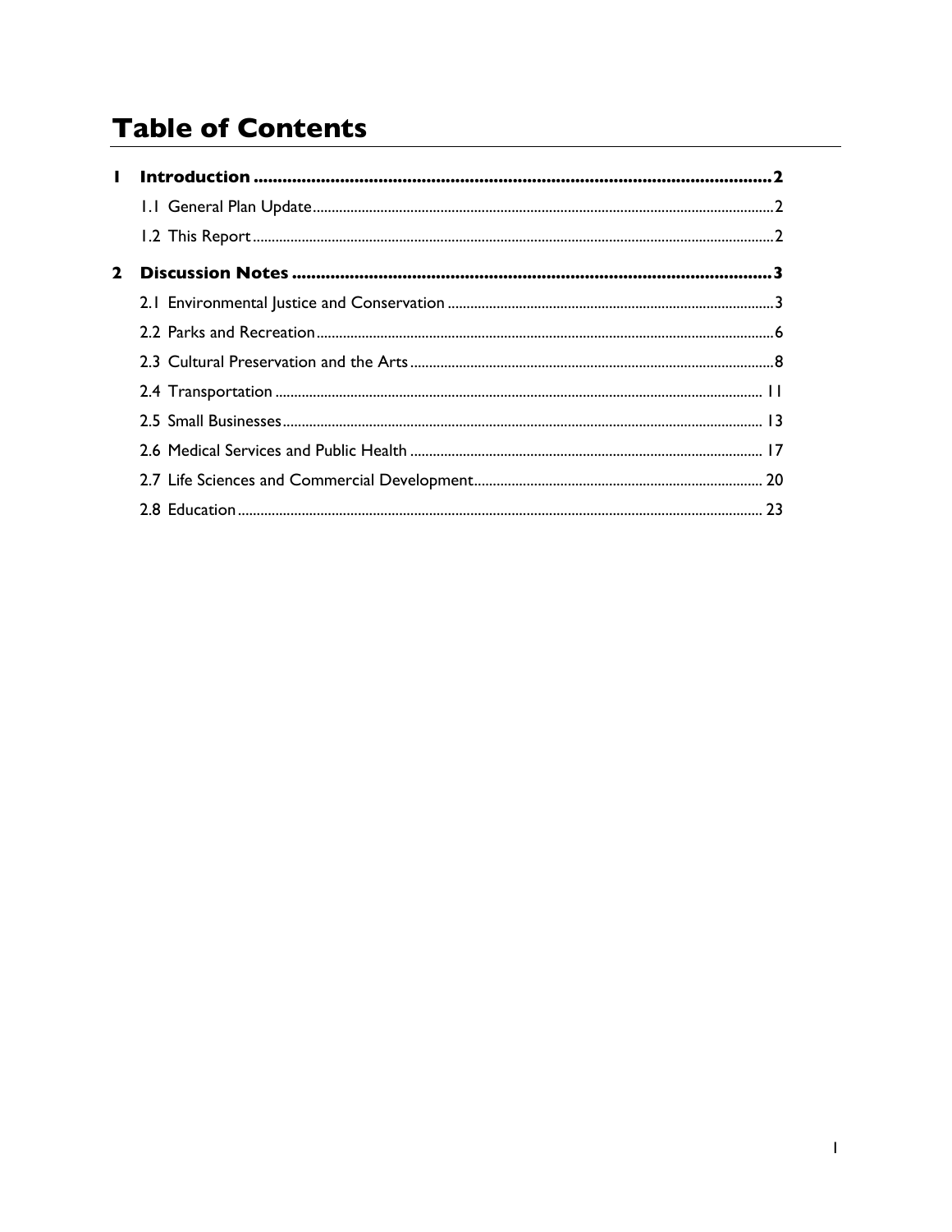# Table of Contents

**1 Introduction .......... 2**

- 1.1 General Plan Update .......... 2
- 1.2 This Report .......... 2

**2 Discussion Notes .......... 3**

- 2.1 Environmental Justice and Conservation .......... 3
- 2.2 Parks and Recreation .......... 6
- 2.3 Cultural Preservation and the Arts .......... 8
- 2.4 Transportation .......... 11
- 2.5 Small Businesses .......... 13
- 2.6 Medical Services and Public Health .......... 17
- 2.7 Life Sciences and Commercial Development .......... 20
- 2.8 Education .......... 23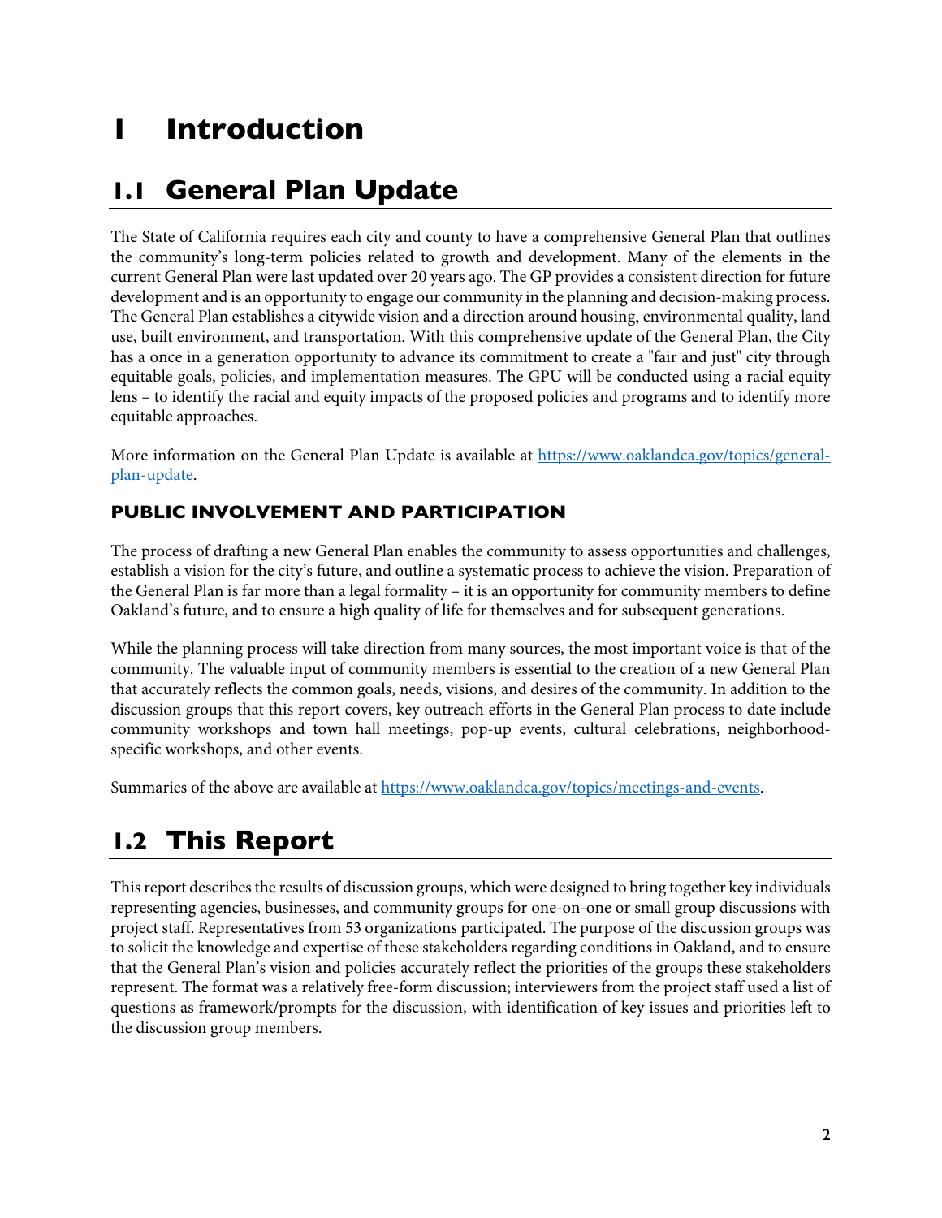# 1 Introduction

## 1.1 General Plan Update

The State of California requires each city and county to have a comprehensive General Plan that outlines the community's long-term policies related to growth and development. Many of the elements in the current General Plan were last updated over 20 years ago. The GP provides a consistent direction for future development and is an opportunity to engage our community in the planning and decision-making process. The General Plan establishes a citywide vision and a direction around housing, environmental quality, land use, built environment, and transportation. With this comprehensive update of the General Plan, the City has a once in a generation opportunity to advance its commitment to create a "fair and just" city through equitable goals, policies, and implementation measures. The GPU will be conducted using a racial equity lens – to identify the racial and equity impacts of the proposed policies and programs and to identify more equitable approaches.

More information on the General Plan Update is available at [https://www.oaklandca.gov/topics/general-plan-update](https://www.oaklandca.gov/topics/general-plan-update).

### PUBLIC INVOLVEMENT AND PARTICIPATION

The process of drafting a new General Plan enables the community to assess opportunities and challenges, establish a vision for the city's future, and outline a systematic process to achieve the vision. Preparation of the General Plan is far more than a legal formality – it is an opportunity for community members to define Oakland's future, and to ensure a high quality of life for themselves and for subsequent generations.

While the planning process will take direction from many sources, the most important voice is that of the community. The valuable input of community members is essential to the creation of a new General Plan that accurately reflects the common goals, needs, visions, and desires of the community. In addition to the discussion groups that this report covers, key outreach efforts in the General Plan process to date include community workshops and town hall meetings, pop-up events, cultural celebrations, neighborhood-specific workshops, and other events.

Summaries of the above are available at [https://www.oaklandca.gov/topics/meetings-and-events](https://www.oaklandca.gov/topics/meetings-and-events).

## 1.2 This Report

This report describes the results of discussion groups, which were designed to bring together key individuals representing agencies, businesses, and community groups for one-on-one or small group discussions with project staff. Representatives from 53 organizations participated. The purpose of the discussion groups was to solicit the knowledge and expertise of these stakeholders regarding conditions in Oakland, and to ensure that the General Plan's vision and policies accurately reflect the priorities of the groups these stakeholders represent. The format was a relatively free-form discussion; interviewers from the project staff used a list of questions as framework/prompts for the discussion, with identification of key issues and priorities left to the discussion group members.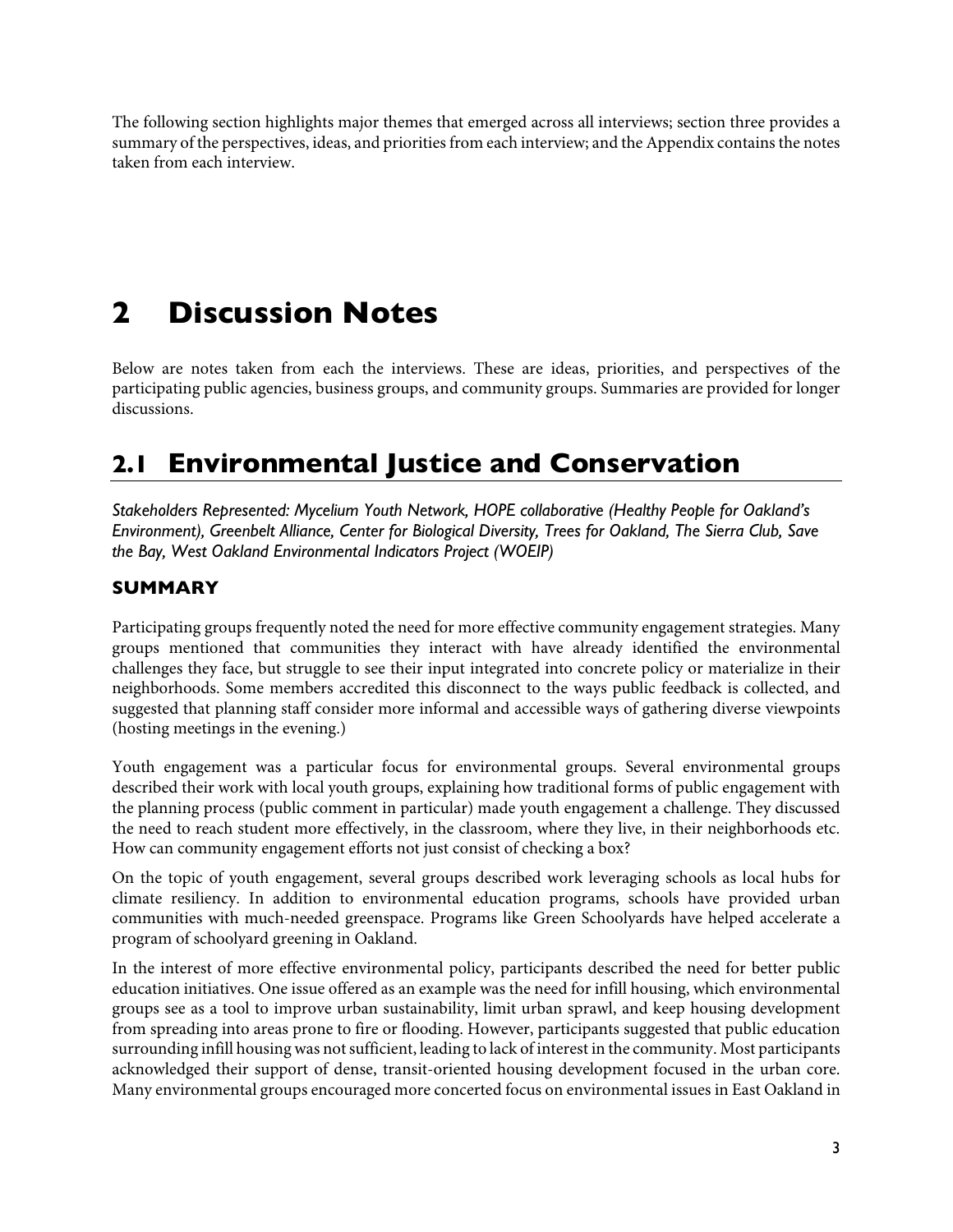The following section highlights major themes that emerged across all interviews; section three provides a summary of the perspectives, ideas, and priorities from each interview; and the Appendix contains the notes taken from each interview.

# 2 Discussion Notes

Below are notes taken from each the interviews. These are ideas, priorities, and perspectives of the participating public agencies, business groups, and community groups. Summaries are provided for longer discussions.

## 2.1 Environmental Justice and Conservation

*Stakeholders Represented: Mycelium Youth Network, HOPE collaborative (Healthy People for Oakland's Environment), Greenbelt Alliance, Center for Biological Diversity, Trees for Oakland, The Sierra Club, Save the Bay, West Oakland Environmental Indicators Project (WOEIP)*

### SUMMARY

Participating groups frequently noted the need for more effective community engagement strategies. Many groups mentioned that communities they interact with have already identified the environmental challenges they face, but struggle to see their input integrated into concrete policy or materialize in their neighborhoods. Some members accredited this disconnect to the ways public feedback is collected, and suggested that planning staff consider more informal and accessible ways of gathering diverse viewpoints (hosting meetings in the evening.)

Youth engagement was a particular focus for environmental groups. Several environmental groups described their work with local youth groups, explaining how traditional forms of public engagement with the planning process (public comment in particular) made youth engagement a challenge. They discussed the need to reach student more effectively, in the classroom, where they live, in their neighborhoods etc. How can community engagement efforts not just consist of checking a box?

On the topic of youth engagement, several groups described work leveraging schools as local hubs for climate resiliency. In addition to environmental education programs, schools have provided urban communities with much-needed greenspace. Programs like Green Schoolyards have helped accelerate a program of schoolyard greening in Oakland.

In the interest of more effective environmental policy, participants described the need for better public education initiatives. One issue offered as an example was the need for infill housing, which environmental groups see as a tool to improve urban sustainability, limit urban sprawl, and keep housing development from spreading into areas prone to fire or flooding. However, participants suggested that public education surrounding infill housing was not sufficient, leading to lack of interest in the community. Most participants acknowledged their support of dense, transit-oriented housing development focused in the urban core. Many environmental groups encouraged more concerted focus on environmental issues in East Oakland in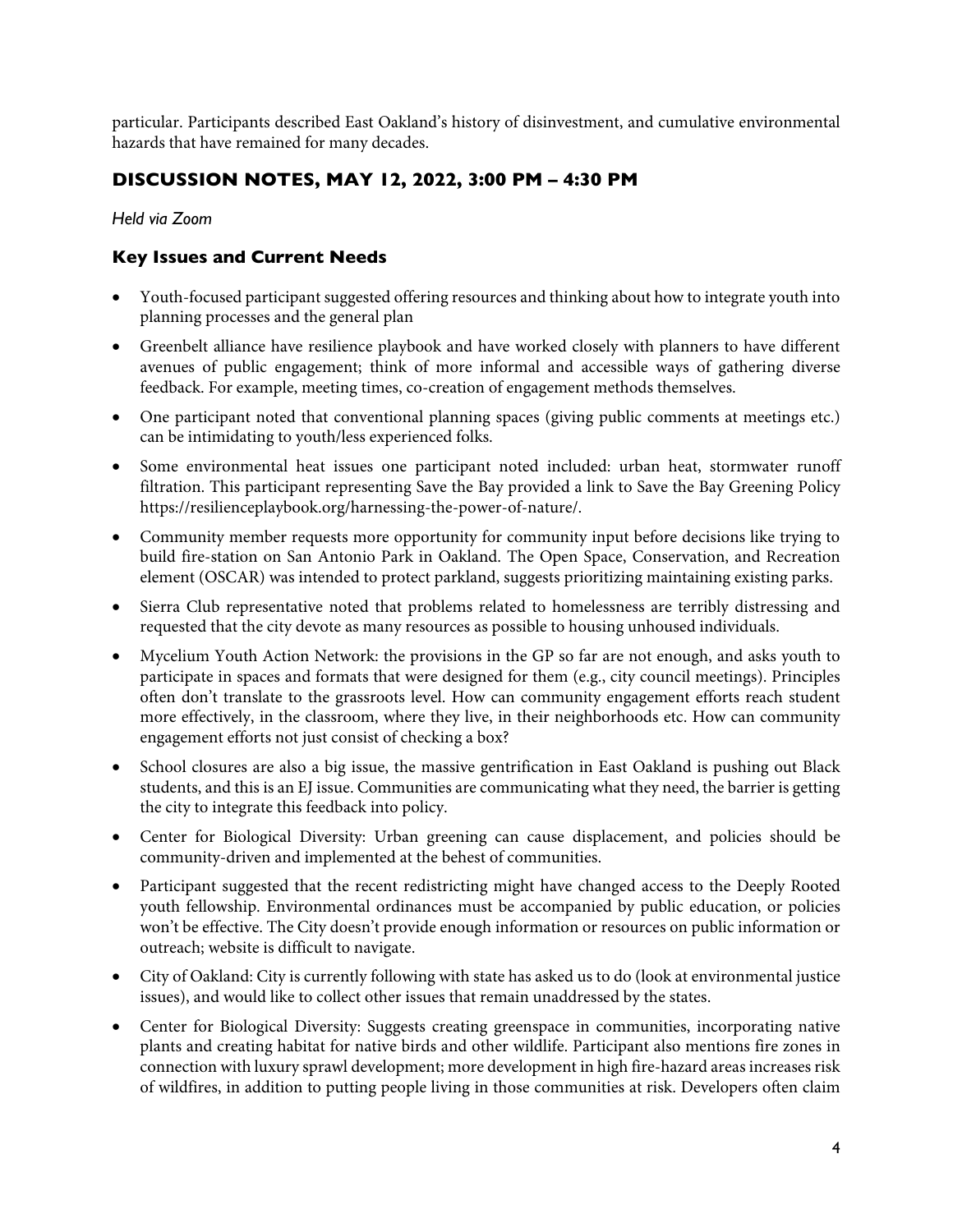particular. Participants described East Oakland's history of disinvestment, and cumulative environmental hazards that have remained for many decades.

## DISCUSSION NOTES, MAY 12, 2022, 3:00 PM – 4:30 PM

*Held via Zoom*

### Key Issues and Current Needs

- Youth-focused participant suggested offering resources and thinking about how to integrate youth into planning processes and the general plan
- Greenbelt alliance have resilience playbook and have worked closely with planners to have different avenues of public engagement; think of more informal and accessible ways of gathering diverse feedback. For example, meeting times, co-creation of engagement methods themselves.
- One participant noted that conventional planning spaces (giving public comments at meetings etc.) can be intimidating to youth/less experienced folks.
- Some environmental heat issues one participant noted included: urban heat, stormwater runoff filtration. This participant representing Save the Bay provided a link to Save the Bay Greening Policy https://resilienceplaybook.org/harnessing-the-power-of-nature/.
- Community member requests more opportunity for community input before decisions like trying to build fire-station on San Antonio Park in Oakland. The Open Space, Conservation, and Recreation element (OSCAR) was intended to protect parkland, suggests prioritizing maintaining existing parks.
- Sierra Club representative noted that problems related to homelessness are terribly distressing and requested that the city devote as many resources as possible to housing unhoused individuals.
- Mycelium Youth Action Network: the provisions in the GP so far are not enough, and asks youth to participate in spaces and formats that were designed for them (e.g., city council meetings). Principles often don't translate to the grassroots level. How can community engagement efforts reach student more effectively, in the classroom, where they live, in their neighborhoods etc. How can community engagement efforts not just consist of checking a box?
- School closures are also a big issue, the massive gentrification in East Oakland is pushing out Black students, and this is an EJ issue. Communities are communicating what they need, the barrier is getting the city to integrate this feedback into policy.
- Center for Biological Diversity: Urban greening can cause displacement, and policies should be community-driven and implemented at the behest of communities.
- Participant suggested that the recent redistricting might have changed access to the Deeply Rooted youth fellowship. Environmental ordinances must be accompanied by public education, or policies won't be effective. The City doesn't provide enough information or resources on public information or outreach; website is difficult to navigate.
- City of Oakland: City is currently following with state has asked us to do (look at environmental justice issues), and would like to collect other issues that remain unaddressed by the states.
- Center for Biological Diversity: Suggests creating greenspace in communities, incorporating native plants and creating habitat for native birds and other wildlife. Participant also mentions fire zones in connection with luxury sprawl development; more development in high fire-hazard areas increases risk of wildfires, in addition to putting people living in those communities at risk. Developers often claim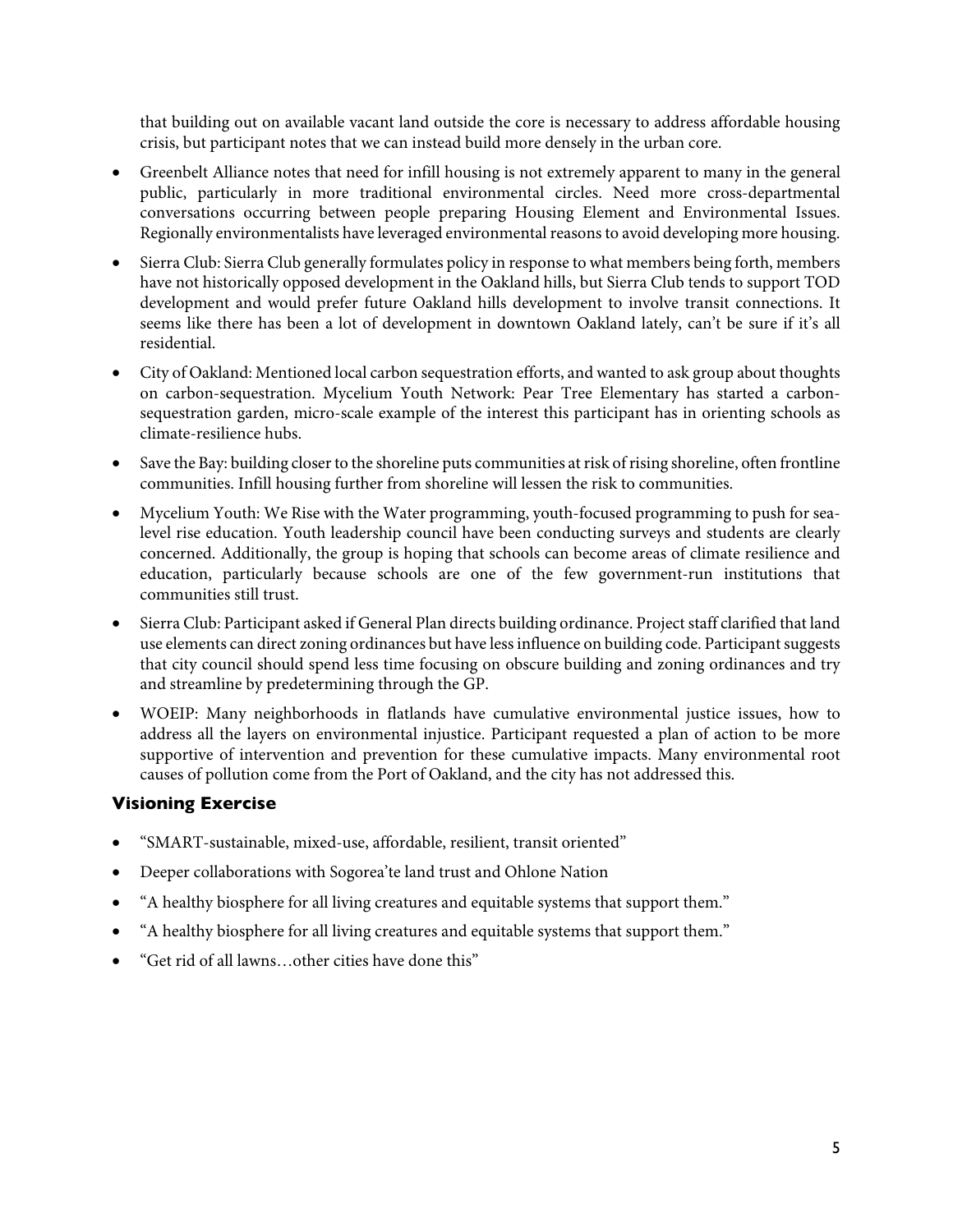that building out on available vacant land outside the core is necessary to address affordable housing crisis, but participant notes that we can instead build more densely in the urban core.

- Greenbelt Alliance notes that need for infill housing is not extremely apparent to many in the general public, particularly in more traditional environmental circles. Need more cross-departmental conversations occurring between people preparing Housing Element and Environmental Issues. Regionally environmentalists have leveraged environmental reasons to avoid developing more housing.
- Sierra Club: Sierra Club generally formulates policy in response to what members being forth, members have not historically opposed development in the Oakland hills, but Sierra Club tends to support TOD development and would prefer future Oakland hills development to involve transit connections. It seems like there has been a lot of development in downtown Oakland lately, can't be sure if it's all residential.
- City of Oakland: Mentioned local carbon sequestration efforts, and wanted to ask group about thoughts on carbon-sequestration. Mycelium Youth Network: Pear Tree Elementary has started a carbon-sequestration garden, micro-scale example of the interest this participant has in orienting schools as climate-resilience hubs.
- Save the Bay: building closer to the shoreline puts communities at risk of rising shoreline, often frontline communities. Infill housing further from shoreline will lessen the risk to communities.
- Mycelium Youth: We Rise with the Water programming, youth-focused programming to push for sea-level rise education. Youth leadership council have been conducting surveys and students are clearly concerned. Additionally, the group is hoping that schools can become areas of climate resilience and education, particularly because schools are one of the few government-run institutions that communities still trust.
- Sierra Club: Participant asked if General Plan directs building ordinance. Project staff clarified that land use elements can direct zoning ordinances but have less influence on building code. Participant suggests that city council should spend less time focusing on obscure building and zoning ordinances and try and streamline by predetermining through the GP.
- WOEIP: Many neighborhoods in flatlands have cumulative environmental justice issues, how to address all the layers on environmental injustice. Participant requested a plan of action to be more supportive of intervention and prevention for these cumulative impacts. Many environmental root causes of pollution come from the Port of Oakland, and the city has not addressed this.

### Visioning Exercise

- "SMART-sustainable, mixed-use, affordable, resilient, transit oriented"
- Deeper collaborations with Sogorea'te land trust and Ohlone Nation
- "A healthy biosphere for all living creatures and equitable systems that support them."
- "A healthy biosphere for all living creatures and equitable systems that support them."
- "Get rid of all lawns…other cities have done this"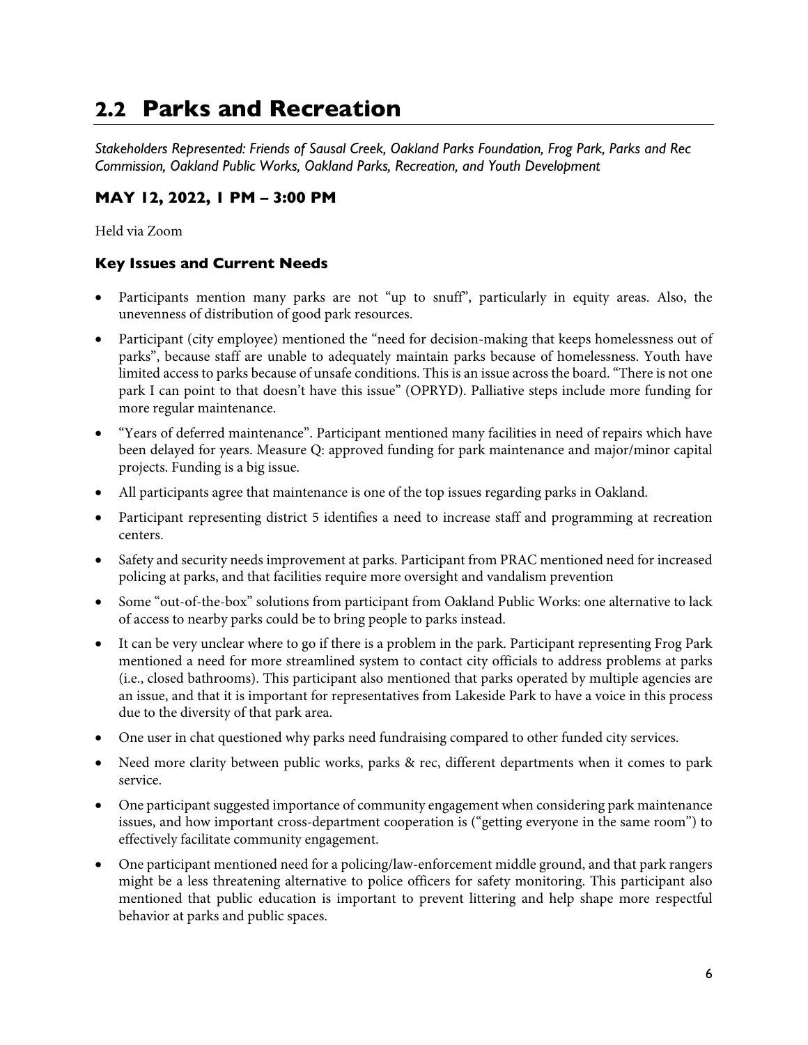## 2.2 Parks and Recreation

*Stakeholders Represented: Friends of Sausal Creek, Oakland Parks Foundation, Frog Park, Parks and Rec Commission, Oakland Public Works, Oakland Parks, Recreation, and Youth Development*

### MAY 12, 2022, 1 PM – 3:00 PM

Held via Zoom

### Key Issues and Current Needs

- Participants mention many parks are not "up to snuff", particularly in equity areas. Also, the unevenness of distribution of good park resources.
- Participant (city employee) mentioned the "need for decision-making that keeps homelessness out of parks", because staff are unable to adequately maintain parks because of homelessness. Youth have limited access to parks because of unsafe conditions. This is an issue across the board. "There is not one park I can point to that doesn't have this issue" (OPRYD). Palliative steps include more funding for more regular maintenance.
- "Years of deferred maintenance". Participant mentioned many facilities in need of repairs which have been delayed for years. Measure Q: approved funding for park maintenance and major/minor capital projects. Funding is a big issue.
- All participants agree that maintenance is one of the top issues regarding parks in Oakland.
- Participant representing district 5 identifies a need to increase staff and programming at recreation centers.
- Safety and security needs improvement at parks. Participant from PRAC mentioned need for increased policing at parks, and that facilities require more oversight and vandalism prevention
- Some "out-of-the-box" solutions from participant from Oakland Public Works: one alternative to lack of access to nearby parks could be to bring people to parks instead.
- It can be very unclear where to go if there is a problem in the park. Participant representing Frog Park mentioned a need for more streamlined system to contact city officials to address problems at parks (i.e., closed bathrooms). This participant also mentioned that parks operated by multiple agencies are an issue, and that it is important for representatives from Lakeside Park to have a voice in this process due to the diversity of that park area.
- One user in chat questioned why parks need fundraising compared to other funded city services.
- Need more clarity between public works, parks & rec, different departments when it comes to park service.
- One participant suggested importance of community engagement when considering park maintenance issues, and how important cross-department cooperation is ("getting everyone in the same room") to effectively facilitate community engagement.
- One participant mentioned need for a policing/law-enforcement middle ground, and that park rangers might be a less threatening alternative to police officers for safety monitoring. This participant also mentioned that public education is important to prevent littering and help shape more respectful behavior at parks and public spaces.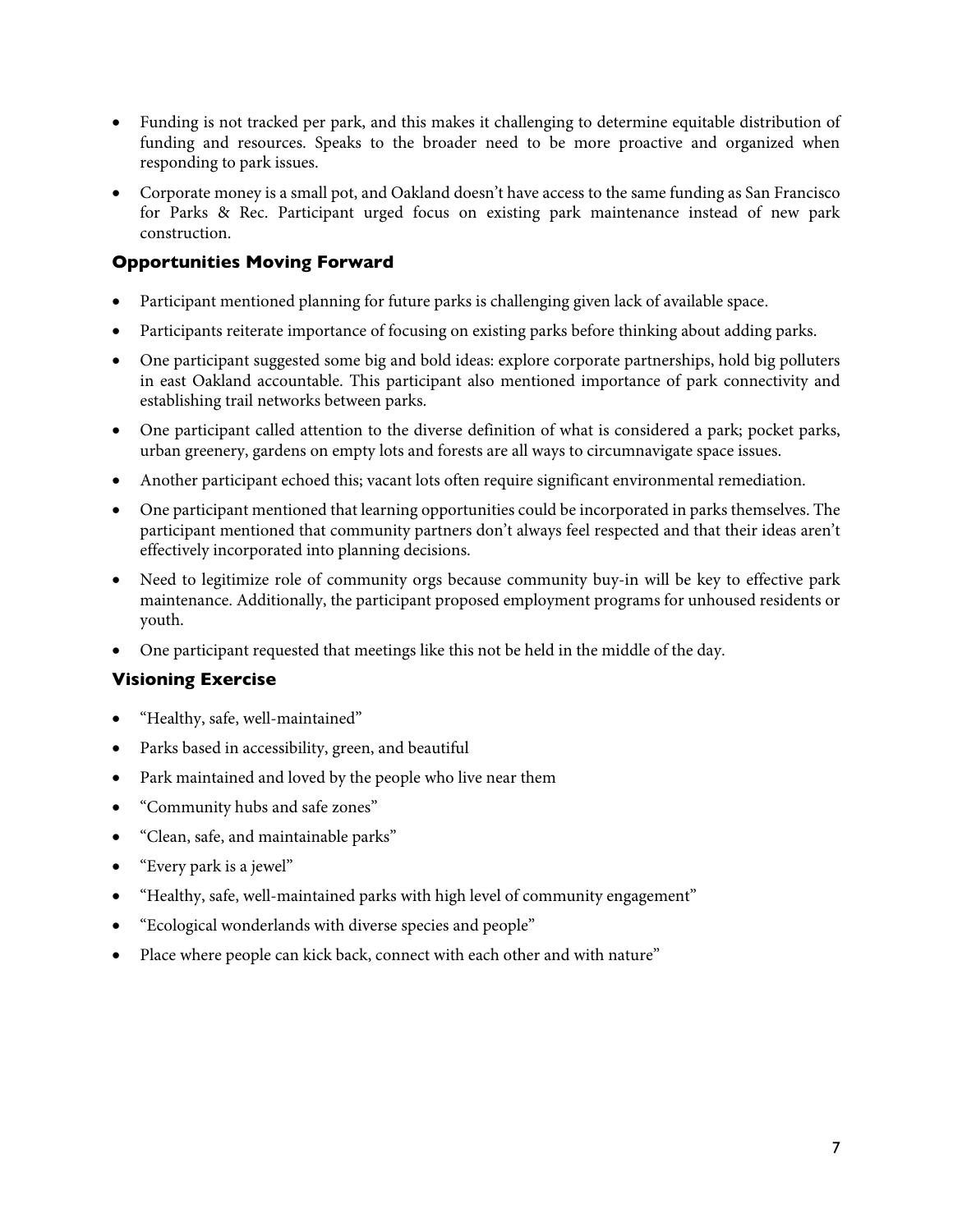- Funding is not tracked per park, and this makes it challenging to determine equitable distribution of funding and resources. Speaks to the broader need to be more proactive and organized when responding to park issues.
- Corporate money is a small pot, and Oakland doesn't have access to the same funding as San Francisco for Parks & Rec. Participant urged focus on existing park maintenance instead of new park construction.

### Opportunities Moving Forward

- Participant mentioned planning for future parks is challenging given lack of available space.
- Participants reiterate importance of focusing on existing parks before thinking about adding parks.
- One participant suggested some big and bold ideas: explore corporate partnerships, hold big polluters in east Oakland accountable. This participant also mentioned importance of park connectivity and establishing trail networks between parks.
- One participant called attention to the diverse definition of what is considered a park; pocket parks, urban greenery, gardens on empty lots and forests are all ways to circumnavigate space issues.
- Another participant echoed this; vacant lots often require significant environmental remediation.
- One participant mentioned that learning opportunities could be incorporated in parks themselves. The participant mentioned that community partners don't always feel respected and that their ideas aren't effectively incorporated into planning decisions.
- Need to legitimize role of community orgs because community buy-in will be key to effective park maintenance. Additionally, the participant proposed employment programs for unhoused residents or youth.
- One participant requested that meetings like this not be held in the middle of the day.

### Visioning Exercise

- "Healthy, safe, well-maintained"
- Parks based in accessibility, green, and beautiful
- Park maintained and loved by the people who live near them
- "Community hubs and safe zones"
- "Clean, safe, and maintainable parks"
- "Every park is a jewel"
- "Healthy, safe, well-maintained parks with high level of community engagement"
- "Ecological wonderlands with diverse species and people"
- Place where people can kick back, connect with each other and with nature"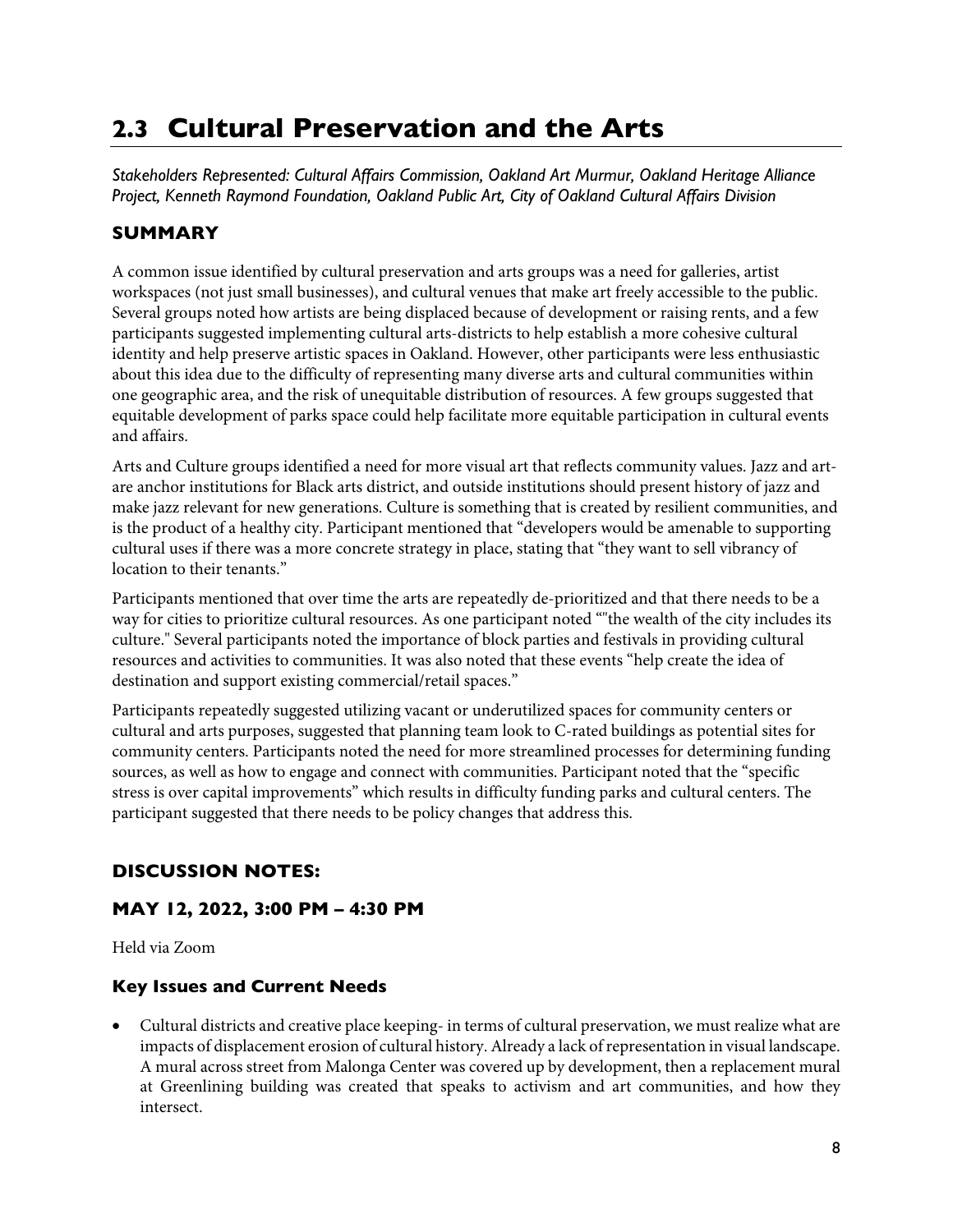## 2.3 Cultural Preservation and the Arts

*Stakeholders Represented: Cultural Affairs Commission, Oakland Art Murmur, Oakland Heritage Alliance Project, Kenneth Raymond Foundation, Oakland Public Art, City of Oakland Cultural Affairs Division*

### SUMMARY

A common issue identified by cultural preservation and arts groups was a need for galleries, artist workspaces (not just small businesses), and cultural venues that make art freely accessible to the public. Several groups noted how artists are being displaced because of development or raising rents, and a few participants suggested implementing cultural arts-districts to help establish a more cohesive cultural identity and help preserve artistic spaces in Oakland. However, other participants were less enthusiastic about this idea due to the difficulty of representing many diverse arts and cultural communities within one geographic area, and the risk of unequitable distribution of resources. A few groups suggested that equitable development of parks space could help facilitate more equitable participation in cultural events and affairs.

Arts and Culture groups identified a need for more visual art that reflects community values. Jazz and art-are anchor institutions for Black arts district, and outside institutions should present history of jazz and make jazz relevant for new generations. Culture is something that is created by resilient communities, and is the product of a healthy city. Participant mentioned that "developers would be amenable to supporting cultural uses if there was a more concrete strategy in place, stating that "they want to sell vibrancy of location to their tenants."

Participants mentioned that over time the arts are repeatedly de-prioritized and that there needs to be a way for cities to prioritize cultural resources. As one participant noted ""the wealth of the city includes its culture." Several participants noted the importance of block parties and festivals in providing cultural resources and activities to communities. It was also noted that these events "help create the idea of destination and support existing commercial/retail spaces."

Participants repeatedly suggested utilizing vacant or underutilized spaces for community centers or cultural and arts purposes, suggested that planning team look to C-rated buildings as potential sites for community centers. Participants noted the need for more streamlined processes for determining funding sources, as well as how to engage and connect with communities. Participant noted that the "specific stress is over capital improvements" which results in difficulty funding parks and cultural centers. The participant suggested that there needs to be policy changes that address this.

### DISCUSSION NOTES:

### MAY 12, 2022, 3:00 PM – 4:30 PM

Held via Zoom

#### Key Issues and Current Needs

- Cultural districts and creative place keeping- in terms of cultural preservation, we must realize what are impacts of displacement erosion of cultural history. Already a lack of representation in visual landscape. A mural across street from Malonga Center was covered up by development, then a replacement mural at Greenlining building was created that speaks to activism and art communities, and how they intersect.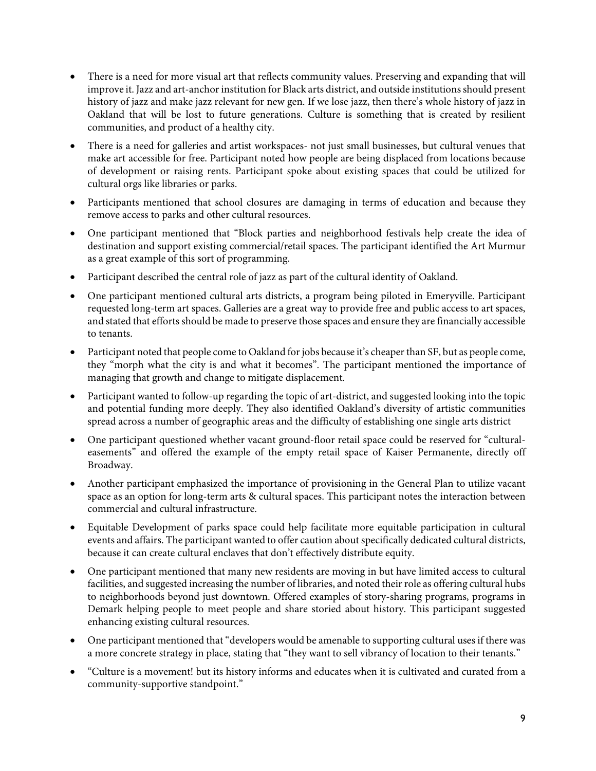- There is a need for more visual art that reflects community values. Preserving and expanding that will improve it. Jazz and art-anchor institution for Black arts district, and outside institutions should present history of jazz and make jazz relevant for new gen. If we lose jazz, then there's whole history of jazz in Oakland that will be lost to future generations. Culture is something that is created by resilient communities, and product of a healthy city.
- There is a need for galleries and artist workspaces- not just small businesses, but cultural venues that make art accessible for free. Participant noted how people are being displaced from locations because of development or raising rents. Participant spoke about existing spaces that could be utilized for cultural orgs like libraries or parks.
- Participants mentioned that school closures are damaging in terms of education and because they remove access to parks and other cultural resources.
- One participant mentioned that "Block parties and neighborhood festivals help create the idea of destination and support existing commercial/retail spaces. The participant identified the Art Murmur as a great example of this sort of programming.
- Participant described the central role of jazz as part of the cultural identity of Oakland.
- One participant mentioned cultural arts districts, a program being piloted in Emeryville. Participant requested long-term art spaces. Galleries are a great way to provide free and public access to art spaces, and stated that efforts should be made to preserve those spaces and ensure they are financially accessible to tenants.
- Participant noted that people come to Oakland for jobs because it's cheaper than SF, but as people come, they "morph what the city is and what it becomes". The participant mentioned the importance of managing that growth and change to mitigate displacement.
- Participant wanted to follow-up regarding the topic of art-district, and suggested looking into the topic and potential funding more deeply. They also identified Oakland's diversity of artistic communities spread across a number of geographic areas and the difficulty of establishing one single arts district
- One participant questioned whether vacant ground-floor retail space could be reserved for "cultural-easements" and offered the example of the empty retail space of Kaiser Permanente, directly off Broadway.
- Another participant emphasized the importance of provisioning in the General Plan to utilize vacant space as an option for long-term arts & cultural spaces. This participant notes the interaction between commercial and cultural infrastructure.
- Equitable Development of parks space could help facilitate more equitable participation in cultural events and affairs. The participant wanted to offer caution about specifically dedicated cultural districts, because it can create cultural enclaves that don't effectively distribute equity.
- One participant mentioned that many new residents are moving in but have limited access to cultural facilities, and suggested increasing the number of libraries, and noted their role as offering cultural hubs to neighborhoods beyond just downtown. Offered examples of story-sharing programs, programs in Demark helping people to meet people and share storied about history. This participant suggested enhancing existing cultural resources.
- One participant mentioned that "developers would be amenable to supporting cultural uses if there was a more concrete strategy in place, stating that "they want to sell vibrancy of location to their tenants."
- "Culture is a movement! but its history informs and educates when it is cultivated and curated from a community-supportive standpoint."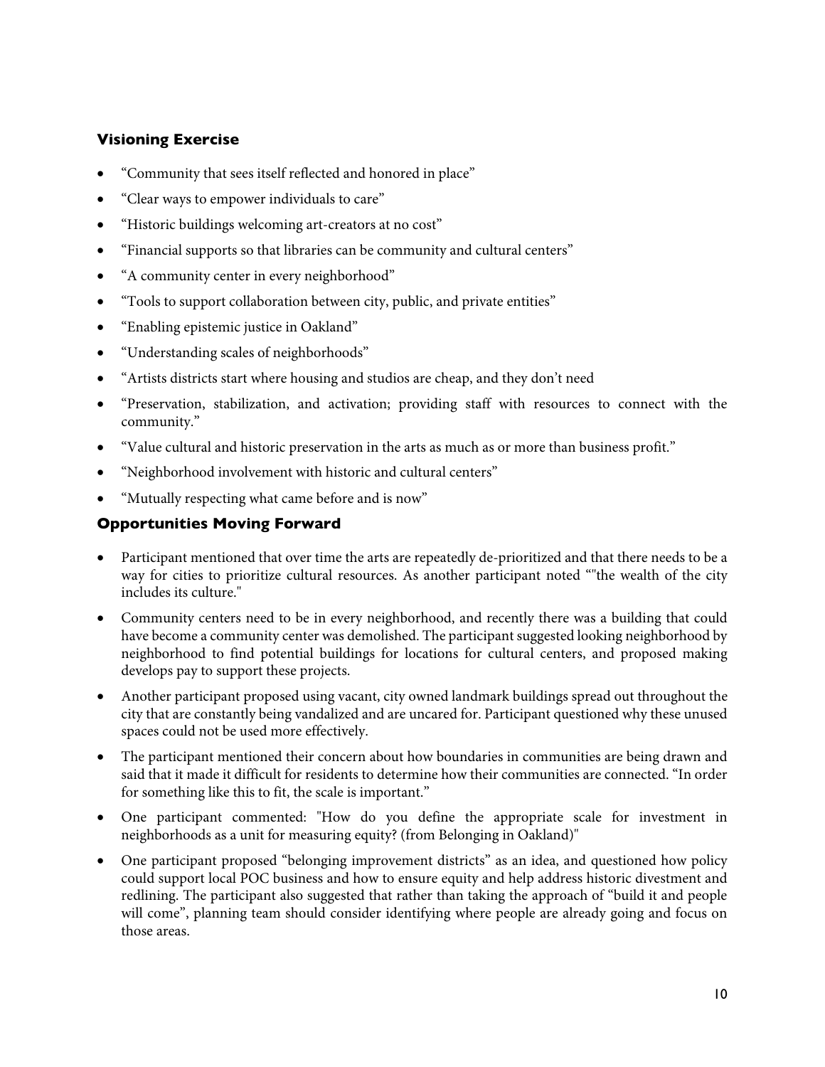### Visioning Exercise

- “Community that sees itself reflected and honored in place”
- “Clear ways to empower individuals to care”
- “Historic buildings welcoming art-creators at no cost”
- “Financial supports so that libraries can be community and cultural centers”
- “A community center in every neighborhood”
- “Tools to support collaboration between city, public, and private entities”
- “Enabling epistemic justice in Oakland”
- “Understanding scales of neighborhoods”
- “Artists districts start where housing and studios are cheap, and they don’t need
- “Preservation, stabilization, and activation; providing staff with resources to connect with the community.”
- “Value cultural and historic preservation in the arts as much as or more than business profit.”
- “Neighborhood involvement with historic and cultural centers”
- “Mutually respecting what came before and is now”

### Opportunities Moving Forward

- Participant mentioned that over time the arts are repeatedly de-prioritized and that there needs to be a way for cities to prioritize cultural resources. As another participant noted “"the wealth of the city includes its culture."
- Community centers need to be in every neighborhood, and recently there was a building that could have become a community center was demolished. The participant suggested looking neighborhood by neighborhood to find potential buildings for locations for cultural centers, and proposed making develops pay to support these projects.
- Another participant proposed using vacant, city owned landmark buildings spread out throughout the city that are constantly being vandalized and are uncared for. Participant questioned why these unused spaces could not be used more effectively.
- The participant mentioned their concern about how boundaries in communities are being drawn and said that it made it difficult for residents to determine how their communities are connected. “In order for something like this to fit, the scale is important.”
- One participant commented: "How do you define the appropriate scale for investment in neighborhoods as a unit for measuring equity? (from Belonging in Oakland)"
- One participant proposed “belonging improvement districts” as an idea, and questioned how policy could support local POC business and how to ensure equity and help address historic divestment and redlining. The participant also suggested that rather than taking the approach of “build it and people will come”, planning team should consider identifying where people are already going and focus on those areas.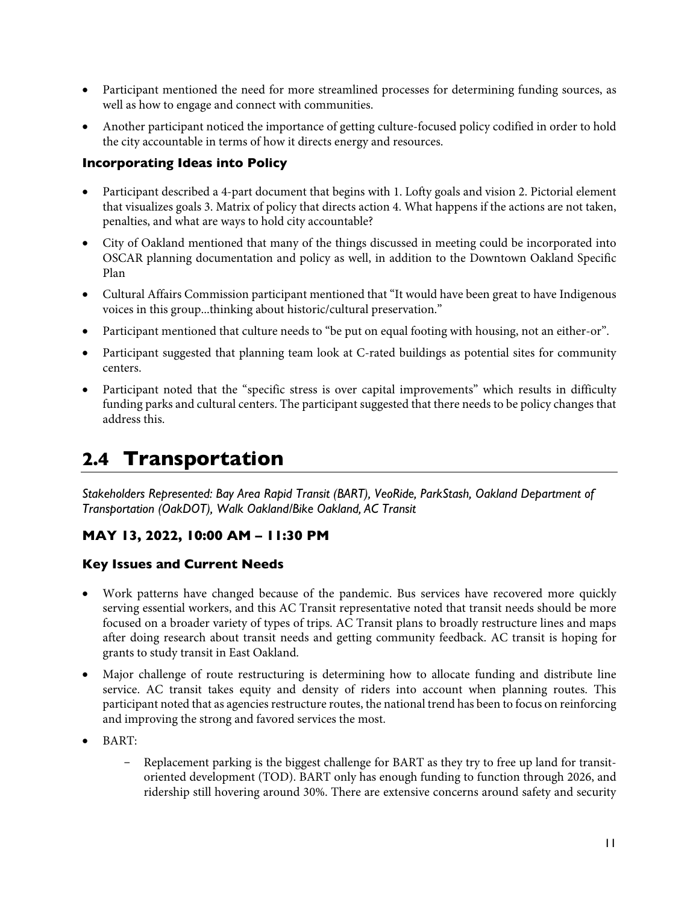- Participant mentioned the need for more streamlined processes for determining funding sources, as well as how to engage and connect with communities.
- Another participant noticed the importance of getting culture-focused policy codified in order to hold the city accountable in terms of how it directs energy and resources.

### Incorporating Ideas into Policy

- Participant described a 4-part document that begins with 1. Lofty goals and vision 2. Pictorial element that visualizes goals 3. Matrix of policy that directs action 4. What happens if the actions are not taken, penalties, and what are ways to hold city accountable?
- City of Oakland mentioned that many of the things discussed in meeting could be incorporated into OSCAR planning documentation and policy as well, in addition to the Downtown Oakland Specific Plan
- Cultural Affairs Commission participant mentioned that "It would have been great to have Indigenous voices in this group...thinking about historic/cultural preservation."
- Participant mentioned that culture needs to "be put on equal footing with housing, not an either-or".
- Participant suggested that planning team look at C-rated buildings as potential sites for community centers.
- Participant noted that the "specific stress is over capital improvements" which results in difficulty funding parks and cultural centers. The participant suggested that there needs to be policy changes that address this.

## 2.4 Transportation

*Stakeholders Represented: Bay Area Rapid Transit (BART), VeoRide, ParkStash, Oakland Department of Transportation (OakDOT), Walk Oakland/Bike Oakland, AC Transit*

### MAY 13, 2022, 10:00 AM – 11:30 PM

### Key Issues and Current Needs

- Work patterns have changed because of the pandemic. Bus services have recovered more quickly serving essential workers, and this AC Transit representative noted that transit needs should be more focused on a broader variety of types of trips. AC Transit plans to broadly restructure lines and maps after doing research about transit needs and getting community feedback. AC transit is hoping for grants to study transit in East Oakland.
- Major challenge of route restructuring is determining how to allocate funding and distribute line service. AC transit takes equity and density of riders into account when planning routes. This participant noted that as agencies restructure routes, the national trend has been to focus on reinforcing and improving the strong and favored services the most.
- BART:
  - Replacement parking is the biggest challenge for BART as they try to free up land for transit-oriented development (TOD). BART only has enough funding to function through 2026, and ridership still hovering around 30%. There are extensive concerns around safety and security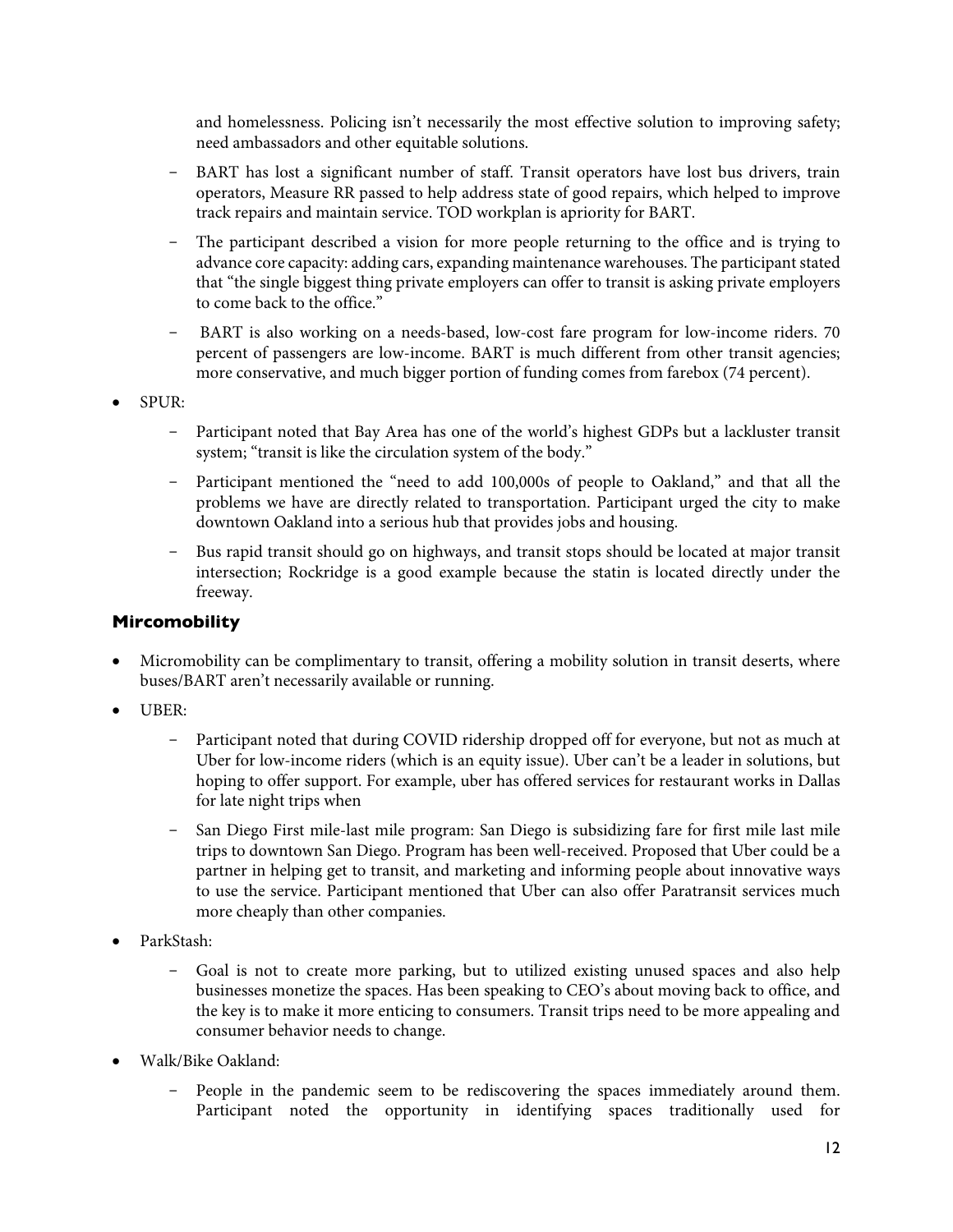and homelessness. Policing isn't necessarily the most effective solution to improving safety; need ambassadors and other equitable solutions.

  - BART has lost a significant number of staff. Transit operators have lost bus drivers, train operators, Measure RR passed to help address state of good repairs, which helped to improve track repairs and maintain service. TOD workplan is apriority for BART.
  - The participant described a vision for more people returning to the office and is trying to advance core capacity: adding cars, expanding maintenance warehouses. The participant stated that "the single biggest thing private employers can offer to transit is asking private employers to come back to the office."
  - BART is also working on a needs-based, low-cost fare program for low-income riders. 70 percent of passengers are low-income. BART is much different from other transit agencies; more conservative, and much bigger portion of funding comes from farebox (74 percent).

- SPUR:
  - Participant noted that Bay Area has one of the world's highest GDPs but a lackluster transit system; "transit is like the circulation system of the body."
  - Participant mentioned the "need to add 100,000s of people to Oakland," and that all the problems we have are directly related to transportation. Participant urged the city to make downtown Oakland into a serious hub that provides jobs and housing.
  - Bus rapid transit should go on highways, and transit stops should be located at major transit intersection; Rockridge is a good example because the statin is located directly under the freeway.

### Mircomobility

- Micromobility can be complimentary to transit, offering a mobility solution in transit deserts, where buses/BART aren't necessarily available or running.
- UBER:
  - Participant noted that during COVID ridership dropped off for everyone, but not as much at Uber for low-income riders (which is an equity issue). Uber can't be a leader in solutions, but hoping to offer support. For example, uber has offered services for restaurant works in Dallas for late night trips when
  - San Diego First mile-last mile program: San Diego is subsidizing fare for first mile last mile trips to downtown San Diego. Program has been well-received. Proposed that Uber could be a partner in helping get to transit, and marketing and informing people about innovative ways to use the service. Participant mentioned that Uber can also offer Paratransit services much more cheaply than other companies.
- ParkStash:
  - Goal is not to create more parking, but to utilized existing unused spaces and also help businesses monetize the spaces. Has been speaking to CEO's about moving back to office, and the key is to make it more enticing to consumers. Transit trips need to be more appealing and consumer behavior needs to change.
- Walk/Bike Oakland:
  - People in the pandemic seem to be rediscovering the spaces immediately around them. Participant noted the opportunity in identifying spaces traditionally used for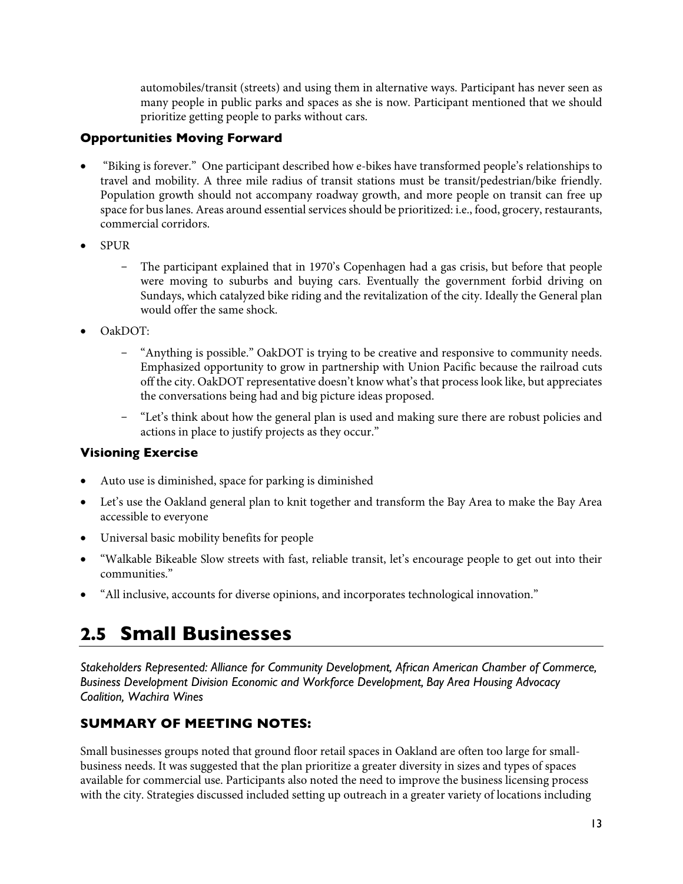automobiles/transit (streets) and using them in alternative ways. Participant has never seen as many people in public parks and spaces as she is now. Participant mentioned that we should prioritize getting people to parks without cars.

### Opportunities Moving Forward

- "Biking is forever." One participant described how e-bikes have transformed people's relationships to travel and mobility. A three mile radius of transit stations must be transit/pedestrian/bike friendly. Population growth should not accompany roadway growth, and more people on transit can free up space for bus lanes. Areas around essential services should be prioritized: i.e., food, grocery, restaurants, commercial corridors.
- SPUR
  - The participant explained that in 1970's Copenhagen had a gas crisis, but before that people were moving to suburbs and buying cars. Eventually the government forbid driving on Sundays, which catalyzed bike riding and the revitalization of the city. Ideally the General plan would offer the same shock.
- OakDOT:
  - "Anything is possible." OakDOT is trying to be creative and responsive to community needs. Emphasized opportunity to grow in partnership with Union Pacific because the railroad cuts off the city. OakDOT representative doesn't know what's that process look like, but appreciates the conversations being had and big picture ideas proposed.
  - "Let's think about how the general plan is used and making sure there are robust policies and actions in place to justify projects as they occur."

### Visioning Exercise

- Auto use is diminished, space for parking is diminished
- Let's use the Oakland general plan to knit together and transform the Bay Area to make the Bay Area accessible to everyone
- Universal basic mobility benefits for people
- "Walkable Bikeable Slow streets with fast, reliable transit, let's encourage people to get out into their communities."
- "All inclusive, accounts for diverse opinions, and incorporates technological innovation."

## 2.5 Small Businesses

*Stakeholders Represented: Alliance for Community Development, African American Chamber of Commerce, Business Development Division Economic and Workforce Development, Bay Area Housing Advocacy Coalition, Wachira Wines*

### SUMMARY OF MEETING NOTES:

Small businesses groups noted that ground floor retail spaces in Oakland are often too large for small-business needs. It was suggested that the plan prioritize a greater diversity in sizes and types of spaces available for commercial use. Participants also noted the need to improve the business licensing process with the city. Strategies discussed included setting up outreach in a greater variety of locations including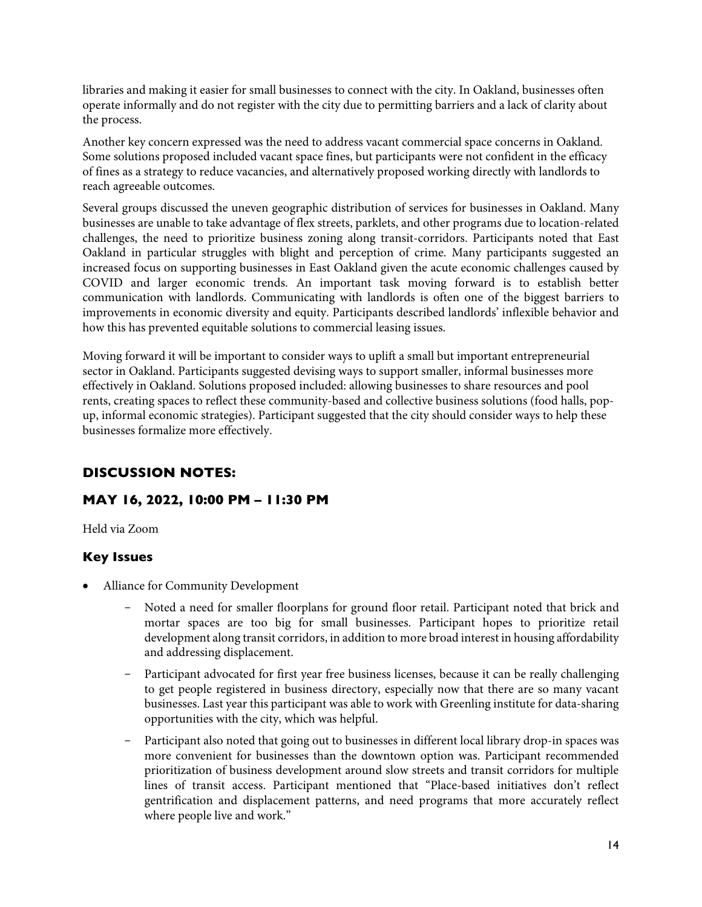libraries and making it easier for small businesses to connect with the city. In Oakland, businesses often operate informally and do not register with the city due to permitting barriers and a lack of clarity about the process.

Another key concern expressed was the need to address vacant commercial space concerns in Oakland. Some solutions proposed included vacant space fines, but participants were not confident in the efficacy of fines as a strategy to reduce vacancies, and alternatively proposed working directly with landlords to reach agreeable outcomes.

Several groups discussed the uneven geographic distribution of services for businesses in Oakland. Many businesses are unable to take advantage of flex streets, parklets, and other programs due to location-related challenges, the need to prioritize business zoning along transit-corridors. Participants noted that East Oakland in particular struggles with blight and perception of crime. Many participants suggested an increased focus on supporting businesses in East Oakland given the acute economic challenges caused by COVID and larger economic trends. An important task moving forward is to establish better communication with landlords. Communicating with landlords is often one of the biggest barriers to improvements in economic diversity and equity. Participants described landlords' inflexible behavior and how this has prevented equitable solutions to commercial leasing issues.

Moving forward it will be important to consider ways to uplift a small but important entrepreneurial sector in Oakland. Participants suggested devising ways to support smaller, informal businesses more effectively in Oakland. Solutions proposed included: allowing businesses to share resources and pool rents, creating spaces to reflect these community-based and collective business solutions (food halls, pop-up, informal economic strategies). Participant suggested that the city should consider ways to help these businesses formalize more effectively.

## DISCUSSION NOTES:

## MAY 16, 2022, 10:00 PM – 11:30 PM

Held via Zoom

### Key Issues

- Alliance for Community Development
  - Noted a need for smaller floorplans for ground floor retail. Participant noted that brick and mortar spaces are too big for small businesses. Participant hopes to prioritize retail development along transit corridors, in addition to more broad interest in housing affordability and addressing displacement.
  - Participant advocated for first year free business licenses, because it can be really challenging to get people registered in business directory, especially now that there are so many vacant businesses. Last year this participant was able to work with Greenling institute for data-sharing opportunities with the city, which was helpful.
  - Participant also noted that going out to businesses in different local library drop-in spaces was more convenient for businesses than the downtown option was. Participant recommended prioritization of business development around slow streets and transit corridors for multiple lines of transit access. Participant mentioned that "Place-based initiatives don't reflect gentrification and displacement patterns, and need programs that more accurately reflect where people live and work."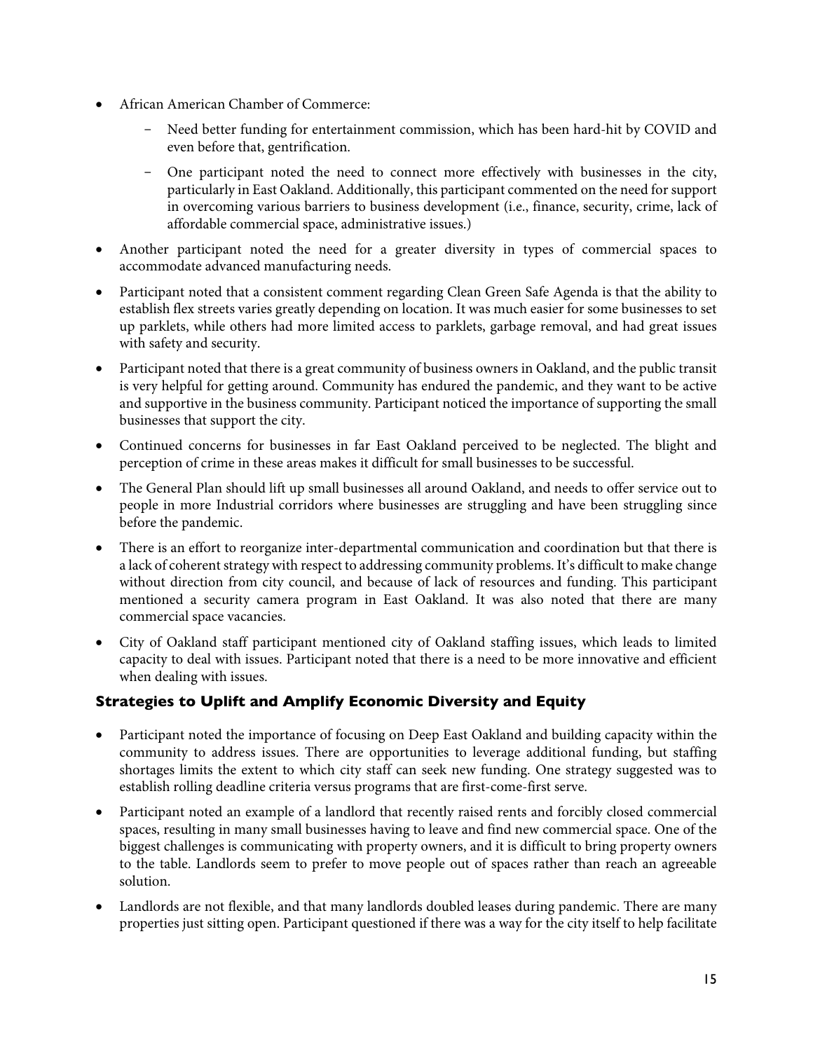- African American Chamber of Commerce:
  - Need better funding for entertainment commission, which has been hard-hit by COVID and even before that, gentrification.
  - One participant noted the need to connect more effectively with businesses in the city, particularly in East Oakland. Additionally, this participant commented on the need for support in overcoming various barriers to business development (i.e., finance, security, crime, lack of affordable commercial space, administrative issues.)
- Another participant noted the need for a greater diversity in types of commercial spaces to accommodate advanced manufacturing needs.
- Participant noted that a consistent comment regarding Clean Green Safe Agenda is that the ability to establish flex streets varies greatly depending on location. It was much easier for some businesses to set up parklets, while others had more limited access to parklets, garbage removal, and had great issues with safety and security.
- Participant noted that there is a great community of business owners in Oakland, and the public transit is very helpful for getting around. Community has endured the pandemic, and they want to be active and supportive in the business community. Participant noticed the importance of supporting the small businesses that support the city.
- Continued concerns for businesses in far East Oakland perceived to be neglected. The blight and perception of crime in these areas makes it difficult for small businesses to be successful.
- The General Plan should lift up small businesses all around Oakland, and needs to offer service out to people in more Industrial corridors where businesses are struggling and have been struggling since before the pandemic.
- There is an effort to reorganize inter-departmental communication and coordination but that there is a lack of coherent strategy with respect to addressing community problems. It's difficult to make change without direction from city council, and because of lack of resources and funding. This participant mentioned a security camera program in East Oakland. It was also noted that there are many commercial space vacancies.
- City of Oakland staff participant mentioned city of Oakland staffing issues, which leads to limited capacity to deal with issues. Participant noted that there is a need to be more innovative and efficient when dealing with issues.

### Strategies to Uplift and Amplify Economic Diversity and Equity

- Participant noted the importance of focusing on Deep East Oakland and building capacity within the community to address issues. There are opportunities to leverage additional funding, but staffing shortages limits the extent to which city staff can seek new funding. One strategy suggested was to establish rolling deadline criteria versus programs that are first-come-first serve.
- Participant noted an example of a landlord that recently raised rents and forcibly closed commercial spaces, resulting in many small businesses having to leave and find new commercial space. One of the biggest challenges is communicating with property owners, and it is difficult to bring property owners to the table. Landlords seem to prefer to move people out of spaces rather than reach an agreeable solution.
- Landlords are not flexible, and that many landlords doubled leases during pandemic. There are many properties just sitting open. Participant questioned if there was a way for the city itself to help facilitate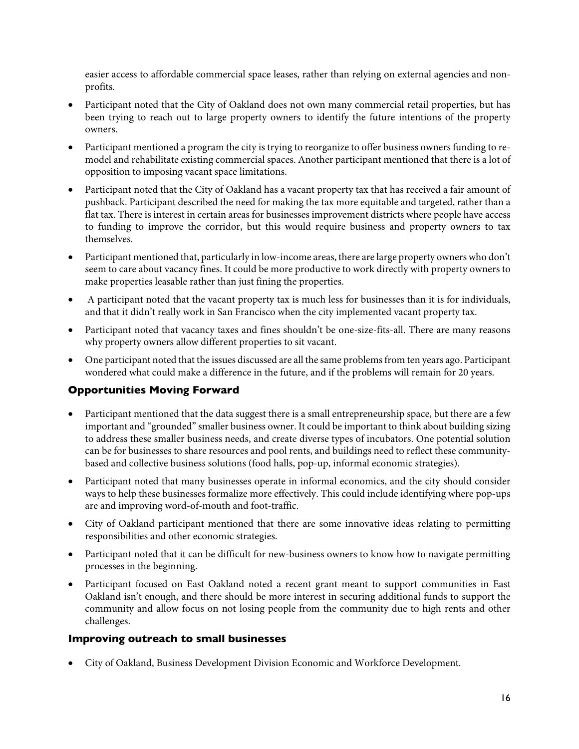easier access to affordable commercial space leases, rather than relying on external agencies and non-profits.

- Participant noted that the City of Oakland does not own many commercial retail properties, but has been trying to reach out to large property owners to identify the future intentions of the property owners.
- Participant mentioned a program the city is trying to reorganize to offer business owners funding to re-model and rehabilitate existing commercial spaces. Another participant mentioned that there is a lot of opposition to imposing vacant space limitations.
- Participant noted that the City of Oakland has a vacant property tax that has received a fair amount of pushback. Participant described the need for making the tax more equitable and targeted, rather than a flat tax. There is interest in certain areas for businesses improvement districts where people have access to funding to improve the corridor, but this would require business and property owners to tax themselves.
- Participant mentioned that, particularly in low-income areas, there are large property owners who don't seem to care about vacancy fines. It could be more productive to work directly with property owners to make properties leasable rather than just fining the properties.
- A participant noted that the vacant property tax is much less for businesses than it is for individuals, and that it didn't really work in San Francisco when the city implemented vacant property tax.
- Participant noted that vacancy taxes and fines shouldn't be one-size-fits-all. There are many reasons why property owners allow different properties to sit vacant.
- One participant noted that the issues discussed are all the same problems from ten years ago. Participant wondered what could make a difference in the future, and if the problems will remain for 20 years.

### Opportunities Moving Forward

- Participant mentioned that the data suggest there is a small entrepreneurship space, but there are a few important and "grounded" smaller business owner. It could be important to think about building sizing to address these smaller business needs, and create diverse types of incubators. One potential solution can be for businesses to share resources and pool rents, and buildings need to reflect these community-based and collective business solutions (food halls, pop-up, informal economic strategies).
- Participant noted that many businesses operate in informal economics, and the city should consider ways to help these businesses formalize more effectively. This could include identifying where pop-ups are and improving word-of-mouth and foot-traffic.
- City of Oakland participant mentioned that there are some innovative ideas relating to permitting responsibilities and other economic strategies.
- Participant noted that it can be difficult for new-business owners to know how to navigate permitting processes in the beginning.
- Participant focused on East Oakland noted a recent grant meant to support communities in East Oakland isn't enough, and there should be more interest in securing additional funds to support the community and allow focus on not losing people from the community due to high rents and other challenges.

### Improving outreach to small businesses

- City of Oakland, Business Development Division Economic and Workforce Development.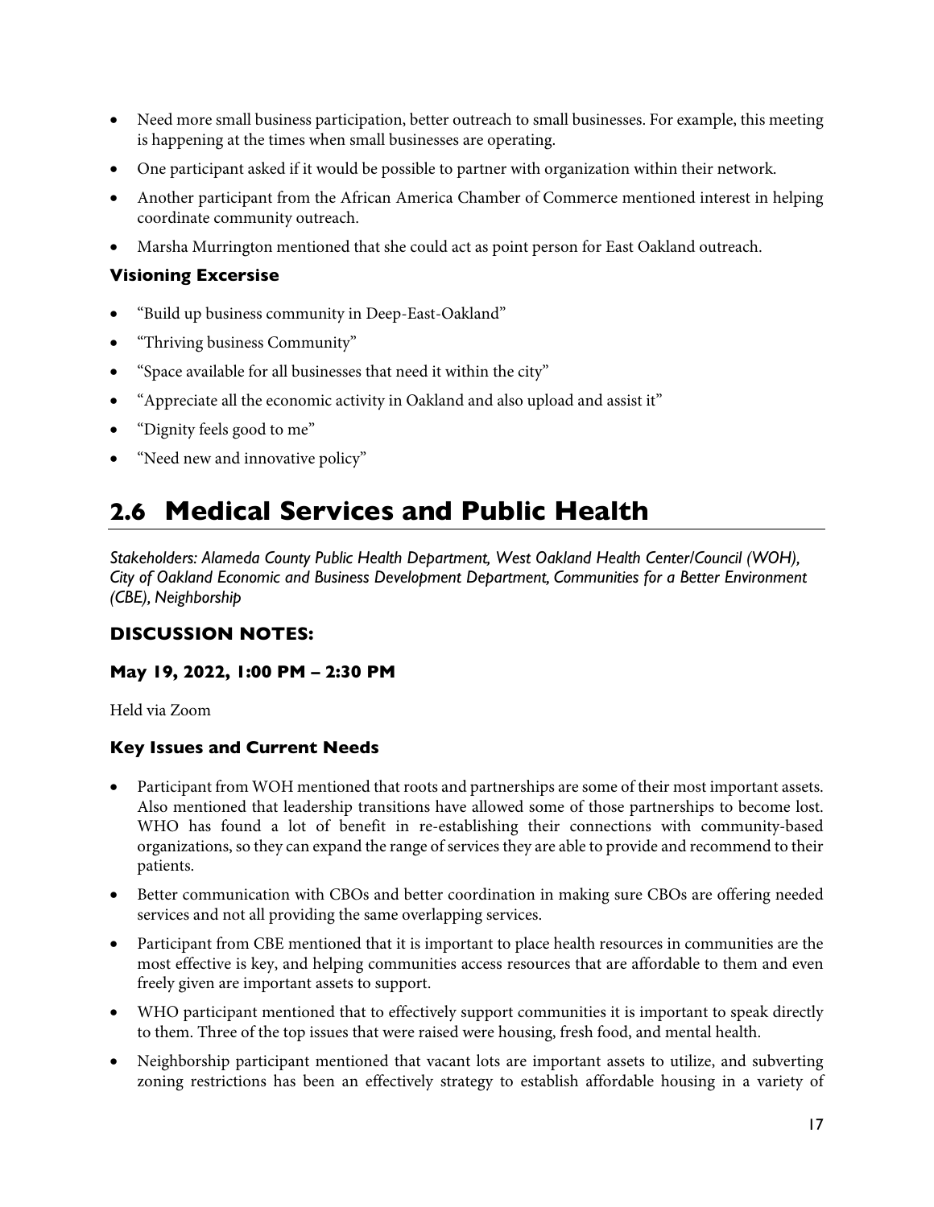- Need more small business participation, better outreach to small businesses. For example, this meeting is happening at the times when small businesses are operating.
- One participant asked if it would be possible to partner with organization within their network.
- Another participant from the African America Chamber of Commerce mentioned interest in helping coordinate community outreach.
- Marsha Murrington mentioned that she could act as point person for East Oakland outreach.

### Visioning Excersise

- "Build up business community in Deep-East-Oakland"
- "Thriving business Community"
- "Space available for all businesses that need it within the city"
- "Appreciate all the economic activity in Oakland and also upload and assist it"
- "Dignity feels good to me"
- "Need new and innovative policy"

## 2.6 Medical Services and Public Health

*Stakeholders: Alameda County Public Health Department, West Oakland Health Center/Council (WOH), City of Oakland Economic and Business Development Department, Communities for a Better Environment (CBE), Neighborship*

### DISCUSSION NOTES:

### May 19, 2022, 1:00 PM – 2:30 PM

Held via Zoom

### Key Issues and Current Needs

- Participant from WOH mentioned that roots and partnerships are some of their most important assets. Also mentioned that leadership transitions have allowed some of those partnerships to become lost. WHO has found a lot of benefit in re-establishing their connections with community-based organizations, so they can expand the range of services they are able to provide and recommend to their patients.
- Better communication with CBOs and better coordination in making sure CBOs are offering needed services and not all providing the same overlapping services.
- Participant from CBE mentioned that it is important to place health resources in communities are the most effective is key, and helping communities access resources that are affordable to them and even freely given are important assets to support.
- WHO participant mentioned that to effectively support communities it is important to speak directly to them. Three of the top issues that were raised were housing, fresh food, and mental health.
- Neighborship participant mentioned that vacant lots are important assets to utilize, and subverting zoning restrictions has been an effectively strategy to establish affordable housing in a variety of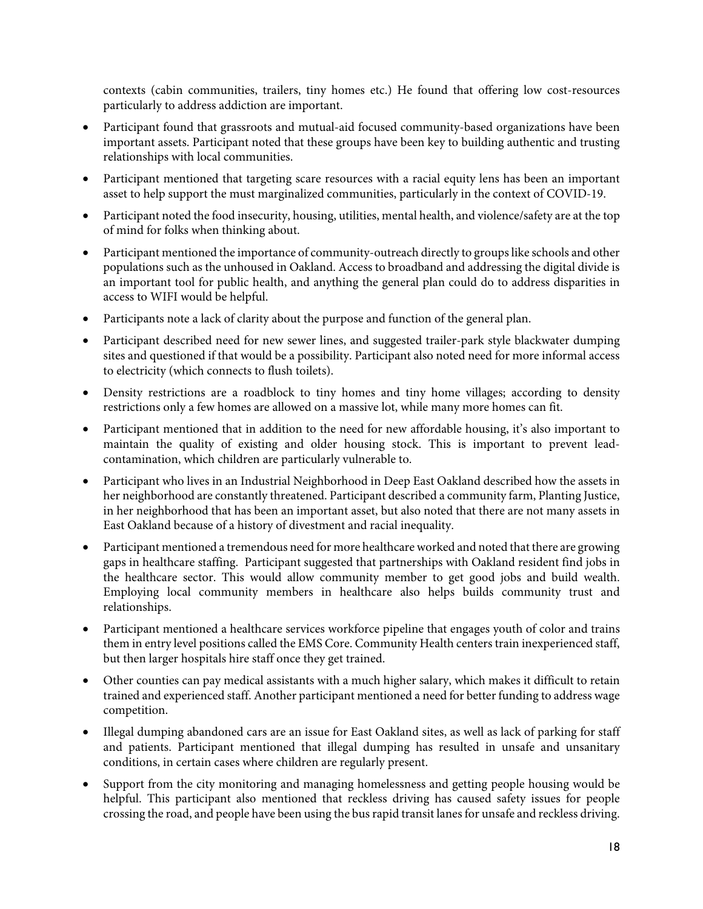contexts (cabin communities, trailers, tiny homes etc.) He found that offering low cost-resources particularly to address addiction are important.

- Participant found that grassroots and mutual-aid focused community-based organizations have been important assets. Participant noted that these groups have been key to building authentic and trusting relationships with local communities.
- Participant mentioned that targeting scare resources with a racial equity lens has been an important asset to help support the must marginalized communities, particularly in the context of COVID-19.
- Participant noted the food insecurity, housing, utilities, mental health, and violence/safety are at the top of mind for folks when thinking about.
- Participant mentioned the importance of community-outreach directly to groups like schools and other populations such as the unhoused in Oakland. Access to broadband and addressing the digital divide is an important tool for public health, and anything the general plan could do to address disparities in access to WIFI would be helpful.
- Participants note a lack of clarity about the purpose and function of the general plan.
- Participant described need for new sewer lines, and suggested trailer-park style blackwater dumping sites and questioned if that would be a possibility. Participant also noted need for more informal access to electricity (which connects to flush toilets).
- Density restrictions are a roadblock to tiny homes and tiny home villages; according to density restrictions only a few homes are allowed on a massive lot, while many more homes can fit.
- Participant mentioned that in addition to the need for new affordable housing, it's also important to maintain the quality of existing and older housing stock. This is important to prevent lead-contamination, which children are particularly vulnerable to.
- Participant who lives in an Industrial Neighborhood in Deep East Oakland described how the assets in her neighborhood are constantly threatened. Participant described a community farm, Planting Justice, in her neighborhood that has been an important asset, but also noted that there are not many assets in East Oakland because of a history of divestment and racial inequality.
- Participant mentioned a tremendous need for more healthcare worked and noted that there are growing gaps in healthcare staffing. Participant suggested that partnerships with Oakland resident find jobs in the healthcare sector. This would allow community member to get good jobs and build wealth. Employing local community members in healthcare also helps builds community trust and relationships.
- Participant mentioned a healthcare services workforce pipeline that engages youth of color and trains them in entry level positions called the EMS Core. Community Health centers train inexperienced staff, but then larger hospitals hire staff once they get trained.
- Other counties can pay medical assistants with a much higher salary, which makes it difficult to retain trained and experienced staff. Another participant mentioned a need for better funding to address wage competition.
- Illegal dumping abandoned cars are an issue for East Oakland sites, as well as lack of parking for staff and patients. Participant mentioned that illegal dumping has resulted in unsafe and unsanitary conditions, in certain cases where children are regularly present.
- Support from the city monitoring and managing homelessness and getting people housing would be helpful. This participant also mentioned that reckless driving has caused safety issues for people crossing the road, and people have been using the bus rapid transit lanes for unsafe and reckless driving.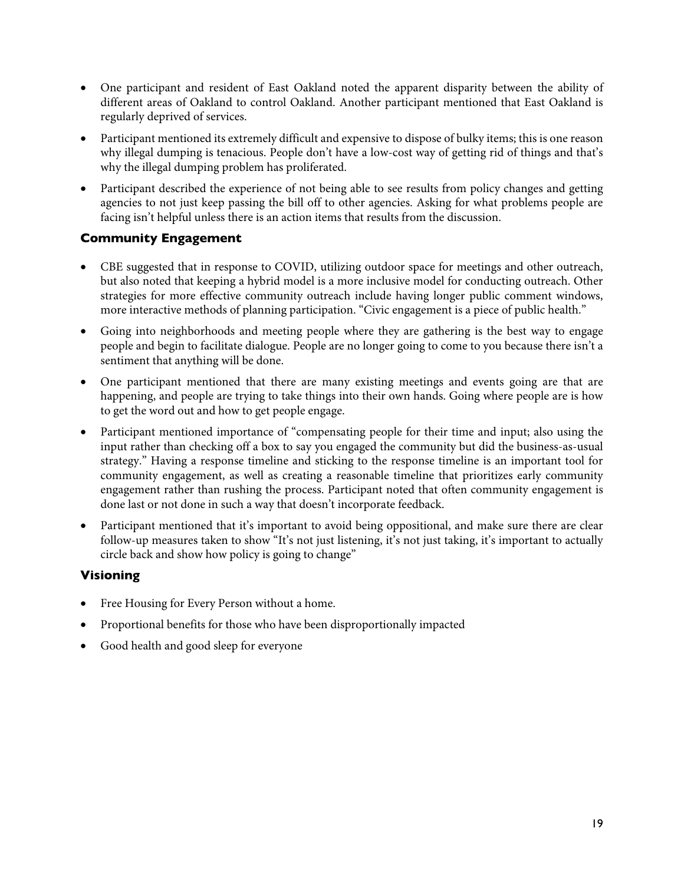- One participant and resident of East Oakland noted the apparent disparity between the ability of different areas of Oakland to control Oakland. Another participant mentioned that East Oakland is regularly deprived of services.
- Participant mentioned its extremely difficult and expensive to dispose of bulky items; this is one reason why illegal dumping is tenacious. People don't have a low-cost way of getting rid of things and that's why the illegal dumping problem has proliferated.
- Participant described the experience of not being able to see results from policy changes and getting agencies to not just keep passing the bill off to other agencies. Asking for what problems people are facing isn't helpful unless there is an action items that results from the discussion.

### Community Engagement

- CBE suggested that in response to COVID, utilizing outdoor space for meetings and other outreach, but also noted that keeping a hybrid model is a more inclusive model for conducting outreach. Other strategies for more effective community outreach include having longer public comment windows, more interactive methods of planning participation. "Civic engagement is a piece of public health."
- Going into neighborhoods and meeting people where they are gathering is the best way to engage people and begin to facilitate dialogue. People are no longer going to come to you because there isn't a sentiment that anything will be done.
- One participant mentioned that there are many existing meetings and events going are that are happening, and people are trying to take things into their own hands. Going where people are is how to get the word out and how to get people engage.
- Participant mentioned importance of "compensating people for their time and input; also using the input rather than checking off a box to say you engaged the community but did the business-as-usual strategy." Having a response timeline and sticking to the response timeline is an important tool for community engagement, as well as creating a reasonable timeline that prioritizes early community engagement rather than rushing the process. Participant noted that often community engagement is done last or not done in such a way that doesn't incorporate feedback.
- Participant mentioned that it's important to avoid being oppositional, and make sure there are clear follow-up measures taken to show "It's not just listening, it's not just taking, it's important to actually circle back and show how policy is going to change"

### Visioning

- Free Housing for Every Person without a home.
- Proportional benefits for those who have been disproportionally impacted
- Good health and good sleep for everyone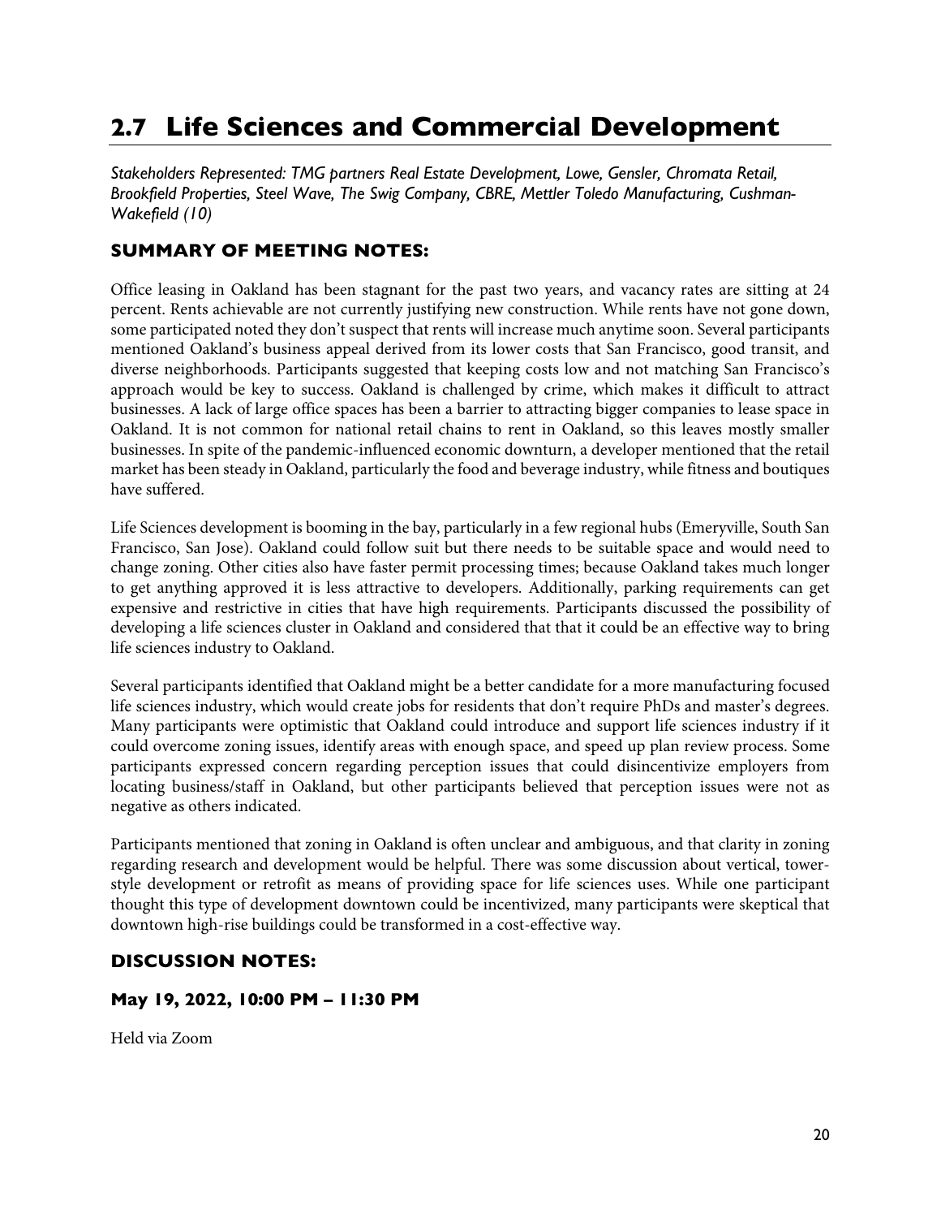## 2.7 Life Sciences and Commercial Development

*Stakeholders Represented: TMG partners Real Estate Development, Lowe, Gensler, Chromata Retail, Brookfield Properties, Steel Wave, The Swig Company, CBRE, Mettler Toledo Manufacturing, Cushman-Wakefield (10)*

### SUMMARY OF MEETING NOTES:

Office leasing in Oakland has been stagnant for the past two years, and vacancy rates are sitting at 24 percent. Rents achievable are not currently justifying new construction. While rents have not gone down, some participated noted they don't suspect that rents will increase much anytime soon. Several participants mentioned Oakland's business appeal derived from its lower costs that San Francisco, good transit, and diverse neighborhoods. Participants suggested that keeping costs low and not matching San Francisco's approach would be key to success. Oakland is challenged by crime, which makes it difficult to attract businesses. A lack of large office spaces has been a barrier to attracting bigger companies to lease space in Oakland. It is not common for national retail chains to rent in Oakland, so this leaves mostly smaller businesses. In spite of the pandemic-influenced economic downturn, a developer mentioned that the retail market has been steady in Oakland, particularly the food and beverage industry, while fitness and boutiques have suffered.

Life Sciences development is booming in the bay, particularly in a few regional hubs (Emeryville, South San Francisco, San Jose). Oakland could follow suit but there needs to be suitable space and would need to change zoning. Other cities also have faster permit processing times; because Oakland takes much longer to get anything approved it is less attractive to developers. Additionally, parking requirements can get expensive and restrictive in cities that have high requirements. Participants discussed the possibility of developing a life sciences cluster in Oakland and considered that that it could be an effective way to bring life sciences industry to Oakland.

Several participants identified that Oakland might be a better candidate for a more manufacturing focused life sciences industry, which would create jobs for residents that don't require PhDs and master's degrees. Many participants were optimistic that Oakland could introduce and support life sciences industry if it could overcome zoning issues, identify areas with enough space, and speed up plan review process. Some participants expressed concern regarding perception issues that could disincentivize employers from locating business/staff in Oakland, but other participants believed that perception issues were not as negative as others indicated.

Participants mentioned that zoning in Oakland is often unclear and ambiguous, and that clarity in zoning regarding research and development would be helpful. There was some discussion about vertical, tower-style development or retrofit as means of providing space for life sciences uses. While one participant thought this type of development downtown could be incentivized, many participants were skeptical that downtown high-rise buildings could be transformed in a cost-effective way.

### DISCUSSION NOTES:

#### May 19, 2022, 10:00 PM – 11:30 PM

Held via Zoom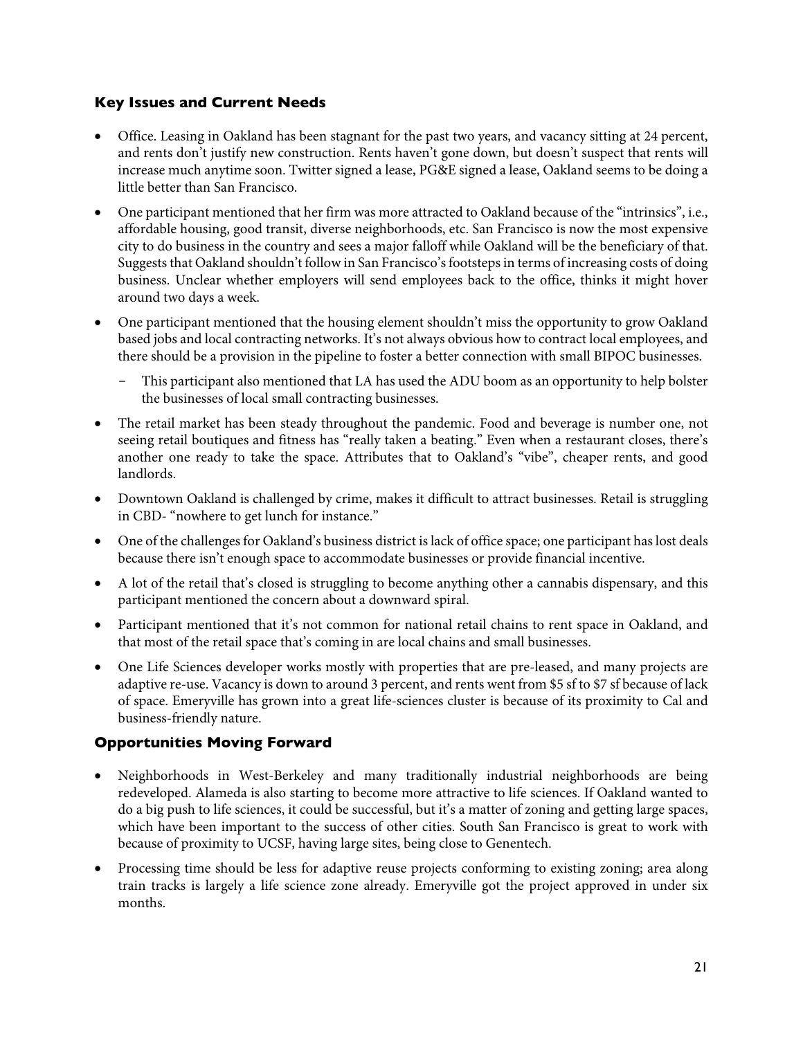### Key Issues and Current Needs

- Office. Leasing in Oakland has been stagnant for the past two years, and vacancy sitting at 24 percent, and rents don't justify new construction. Rents haven't gone down, but doesn't suspect that rents will increase much anytime soon. Twitter signed a lease, PG&E signed a lease, Oakland seems to be doing a little better than San Francisco.
- One participant mentioned that her firm was more attracted to Oakland because of the "intrinsics", i.e., affordable housing, good transit, diverse neighborhoods, etc. San Francisco is now the most expensive city to do business in the country and sees a major falloff while Oakland will be the beneficiary of that. Suggests that Oakland shouldn't follow in San Francisco's footsteps in terms of increasing costs of doing business. Unclear whether employers will send employees back to the office, thinks it might hover around two days a week.
- One participant mentioned that the housing element shouldn't miss the opportunity to grow Oakland based jobs and local contracting networks. It's not always obvious how to contract local employees, and there should be a provision in the pipeline to foster a better connection with small BIPOC businesses.
  - This participant also mentioned that LA has used the ADU boom as an opportunity to help bolster the businesses of local small contracting businesses.
- The retail market has been steady throughout the pandemic. Food and beverage is number one, not seeing retail boutiques and fitness has "really taken a beating." Even when a restaurant closes, there's another one ready to take the space. Attributes that to Oakland's "vibe", cheaper rents, and good landlords.
- Downtown Oakland is challenged by crime, makes it difficult to attract businesses. Retail is struggling in CBD- "nowhere to get lunch for instance."
- One of the challenges for Oakland's business district is lack of office space; one participant has lost deals because there isn't enough space to accommodate businesses or provide financial incentive.
- A lot of the retail that's closed is struggling to become anything other a cannabis dispensary, and this participant mentioned the concern about a downward spiral.
- Participant mentioned that it's not common for national retail chains to rent space in Oakland, and that most of the retail space that's coming in are local chains and small businesses.
- One Life Sciences developer works mostly with properties that are pre-leased, and many projects are adaptive re-use. Vacancy is down to around 3 percent, and rents went from $5 sf to $7 sf because of lack of space. Emeryville has grown into a great life-sciences cluster is because of its proximity to Cal and business-friendly nature.

### Opportunities Moving Forward

- Neighborhoods in West-Berkeley and many traditionally industrial neighborhoods are being redeveloped. Alameda is also starting to become more attractive to life sciences. If Oakland wanted to do a big push to life sciences, it could be successful, but it's a matter of zoning and getting large spaces, which have been important to the success of other cities. South San Francisco is great to work with because of proximity to UCSF, having large sites, being close to Genentech.
- Processing time should be less for adaptive reuse projects conforming to existing zoning; area along train tracks is largely a life science zone already. Emeryville got the project approved in under six months.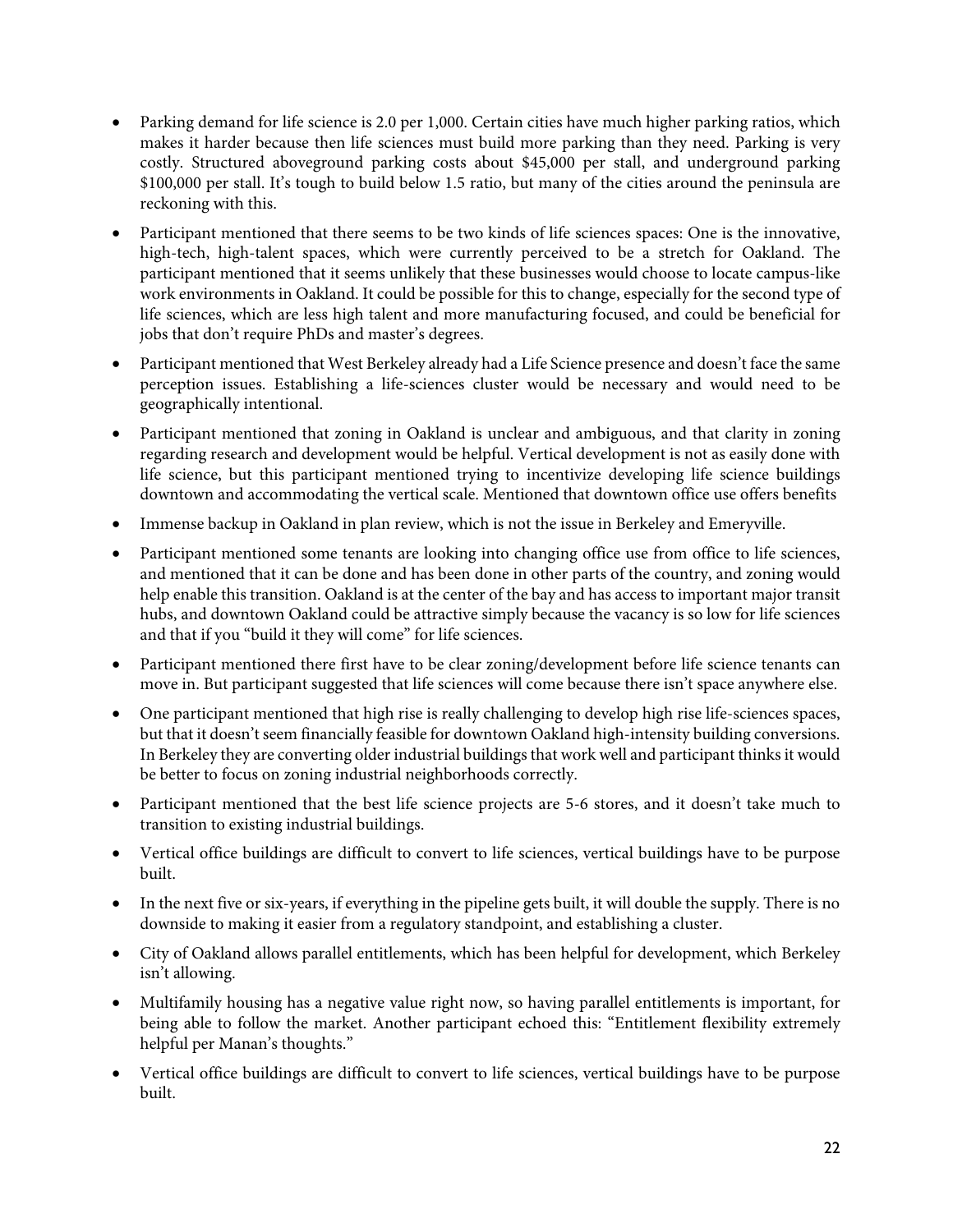- Parking demand for life science is 2.0 per 1,000. Certain cities have much higher parking ratios, which makes it harder because then life sciences must build more parking than they need. Parking is very costly. Structured aboveground parking costs about $45,000 per stall, and underground parking $100,000 per stall. It's tough to build below 1.5 ratio, but many of the cities around the peninsula are reckoning with this.
- Participant mentioned that there seems to be two kinds of life sciences spaces: One is the innovative, high-tech, high-talent spaces, which were currently perceived to be a stretch for Oakland. The participant mentioned that it seems unlikely that these businesses would choose to locate campus-like work environments in Oakland. It could be possible for this to change, especially for the second type of life sciences, which are less high talent and more manufacturing focused, and could be beneficial for jobs that don't require PhDs and master's degrees.
- Participant mentioned that West Berkeley already had a Life Science presence and doesn't face the same perception issues. Establishing a life-sciences cluster would be necessary and would need to be geographically intentional.
- Participant mentioned that zoning in Oakland is unclear and ambiguous, and that clarity in zoning regarding research and development would be helpful. Vertical development is not as easily done with life science, but this participant mentioned trying to incentivize developing life science buildings downtown and accommodating the vertical scale. Mentioned that downtown office use offers benefits
- Immense backup in Oakland in plan review, which is not the issue in Berkeley and Emeryville.
- Participant mentioned some tenants are looking into changing office use from office to life sciences, and mentioned that it can be done and has been done in other parts of the country, and zoning would help enable this transition. Oakland is at the center of the bay and has access to important major transit hubs, and downtown Oakland could be attractive simply because the vacancy is so low for life sciences and that if you "build it they will come" for life sciences.
- Participant mentioned there first have to be clear zoning/development before life science tenants can move in. But participant suggested that life sciences will come because there isn't space anywhere else.
- One participant mentioned that high rise is really challenging to develop high rise life-sciences spaces, but that it doesn't seem financially feasible for downtown Oakland high-intensity building conversions. In Berkeley they are converting older industrial buildings that work well and participant thinks it would be better to focus on zoning industrial neighborhoods correctly.
- Participant mentioned that the best life science projects are 5-6 stores, and it doesn't take much to transition to existing industrial buildings.
- Vertical office buildings are difficult to convert to life sciences, vertical buildings have to be purpose built.
- In the next five or six-years, if everything in the pipeline gets built, it will double the supply. There is no downside to making it easier from a regulatory standpoint, and establishing a cluster.
- City of Oakland allows parallel entitlements, which has been helpful for development, which Berkeley isn't allowing.
- Multifamily housing has a negative value right now, so having parallel entitlements is important, for being able to follow the market. Another participant echoed this: "Entitlement flexibility extremely helpful per Manan's thoughts."
- Vertical office buildings are difficult to convert to life sciences, vertical buildings have to be purpose built.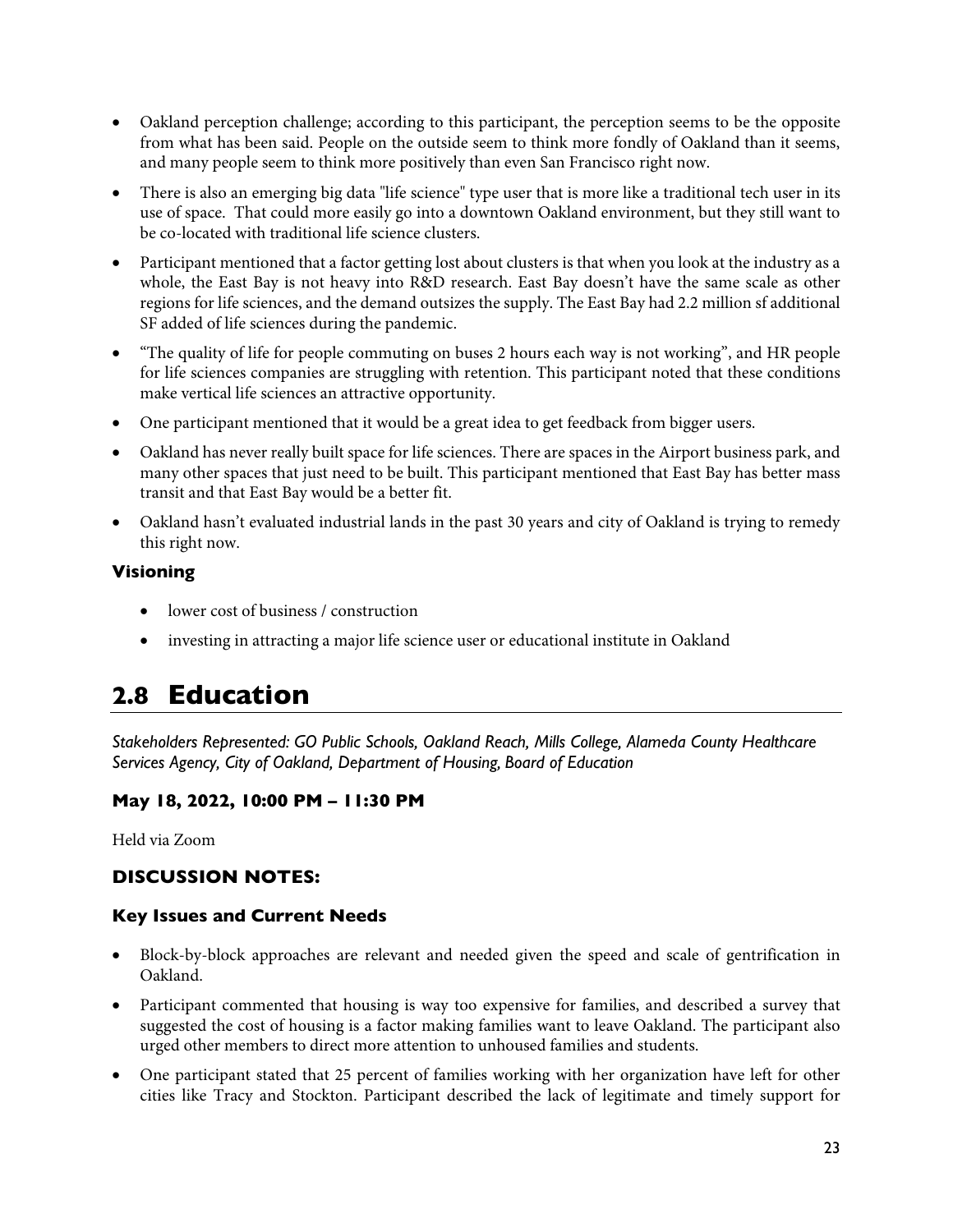- Oakland perception challenge; according to this participant, the perception seems to be the opposite from what has been said. People on the outside seem to think more fondly of Oakland than it seems, and many people seem to think more positively than even San Francisco right now.
- There is also an emerging big data "life science" type user that is more like a traditional tech user in its use of space. That could more easily go into a downtown Oakland environment, but they still want to be co-located with traditional life science clusters.
- Participant mentioned that a factor getting lost about clusters is that when you look at the industry as a whole, the East Bay is not heavy into R&D research. East Bay doesn't have the same scale as other regions for life sciences, and the demand outsizes the supply. The East Bay had 2.2 million sf additional SF added of life sciences during the pandemic.
- "The quality of life for people commuting on buses 2 hours each way is not working", and HR people for life sciences companies are struggling with retention. This participant noted that these conditions make vertical life sciences an attractive opportunity.
- One participant mentioned that it would be a great idea to get feedback from bigger users.
- Oakland has never really built space for life sciences. There are spaces in the Airport business park, and many other spaces that just need to be built. This participant mentioned that East Bay has better mass transit and that East Bay would be a better fit.
- Oakland hasn't evaluated industrial lands in the past 30 years and city of Oakland is trying to remedy this right now.

### Visioning

- lower cost of business / construction
- investing in attracting a major life science user or educational institute in Oakland

## 2.8 Education

*Stakeholders Represented: GO Public Schools, Oakland Reach, Mills College, Alameda County Healthcare Services Agency, City of Oakland, Department of Housing, Board of Education*

### May 18, 2022, 10:00 PM – 11:30 PM

Held via Zoom

### DISCUSSION NOTES:

### Key Issues and Current Needs

- Block-by-block approaches are relevant and needed given the speed and scale of gentrification in Oakland.
- Participant commented that housing is way too expensive for families, and described a survey that suggested the cost of housing is a factor making families want to leave Oakland. The participant also urged other members to direct more attention to unhoused families and students.
- One participant stated that 25 percent of families working with her organization have left for other cities like Tracy and Stockton. Participant described the lack of legitimate and timely support for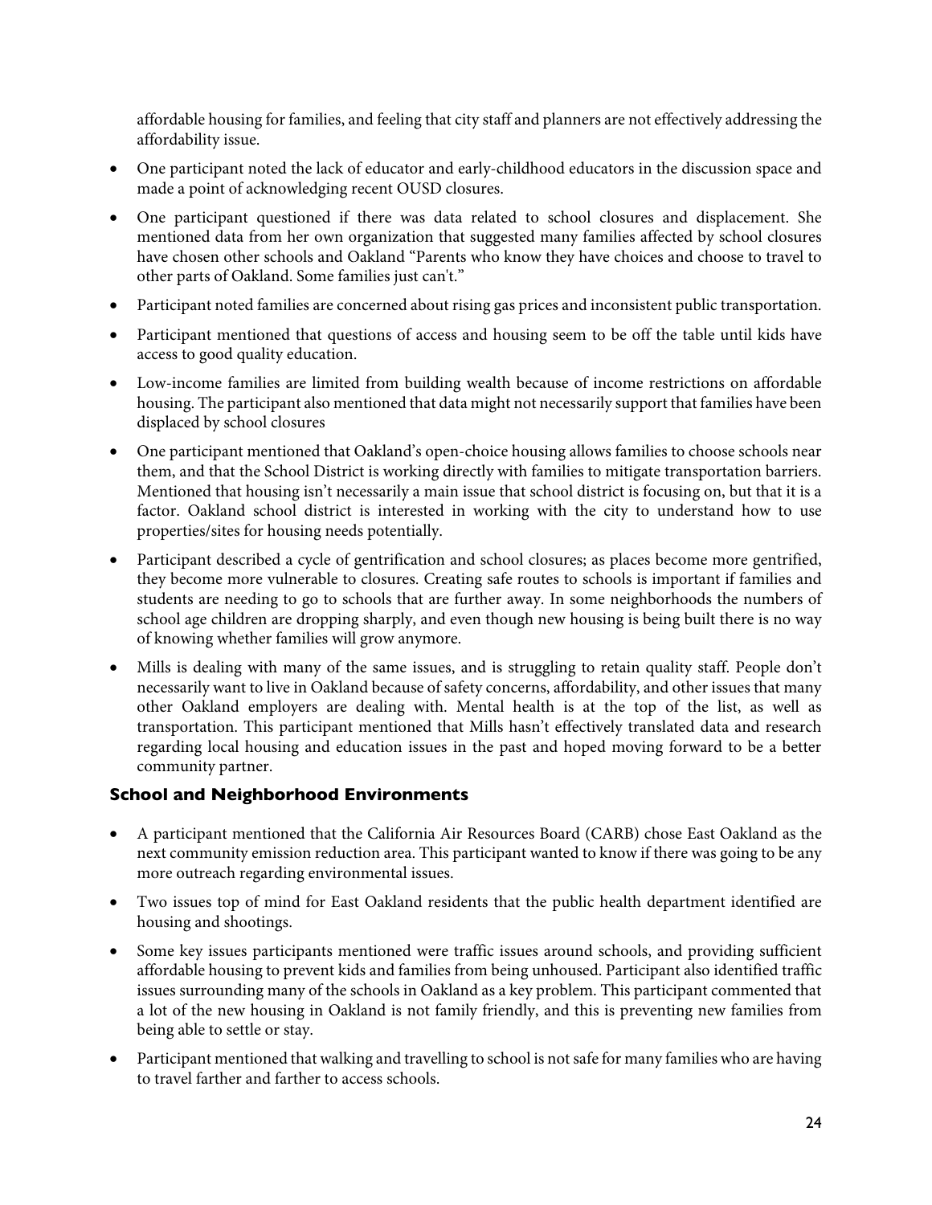affordable housing for families, and feeling that city staff and planners are not effectively addressing the affordability issue.

- One participant noted the lack of educator and early-childhood educators in the discussion space and made a point of acknowledging recent OUSD closures.
- One participant questioned if there was data related to school closures and displacement. She mentioned data from her own organization that suggested many families affected by school closures have chosen other schools and Oakland "Parents who know they have choices and choose to travel to other parts of Oakland. Some families just can't."
- Participant noted families are concerned about rising gas prices and inconsistent public transportation.
- Participant mentioned that questions of access and housing seem to be off the table until kids have access to good quality education.
- Low-income families are limited from building wealth because of income restrictions on affordable housing. The participant also mentioned that data might not necessarily support that families have been displaced by school closures
- One participant mentioned that Oakland's open-choice housing allows families to choose schools near them, and that the School District is working directly with families to mitigate transportation barriers. Mentioned that housing isn't necessarily a main issue that school district is focusing on, but that it is a factor. Oakland school district is interested in working with the city to understand how to use properties/sites for housing needs potentially.
- Participant described a cycle of gentrification and school closures; as places become more gentrified, they become more vulnerable to closures. Creating safe routes to schools is important if families and students are needing to go to schools that are further away. In some neighborhoods the numbers of school age children are dropping sharply, and even though new housing is being built there is no way of knowing whether families will grow anymore.
- Mills is dealing with many of the same issues, and is struggling to retain quality staff. People don't necessarily want to live in Oakland because of safety concerns, affordability, and other issues that many other Oakland employers are dealing with. Mental health is at the top of the list, as well as transportation. This participant mentioned that Mills hasn't effectively translated data and research regarding local housing and education issues in the past and hoped moving forward to be a better community partner.

### School and Neighborhood Environments

- A participant mentioned that the California Air Resources Board (CARB) chose East Oakland as the next community emission reduction area. This participant wanted to know if there was going to be any more outreach regarding environmental issues.
- Two issues top of mind for East Oakland residents that the public health department identified are housing and shootings.
- Some key issues participants mentioned were traffic issues around schools, and providing sufficient affordable housing to prevent kids and families from being unhoused. Participant also identified traffic issues surrounding many of the schools in Oakland as a key problem. This participant commented that a lot of the new housing in Oakland is not family friendly, and this is preventing new families from being able to settle or stay.
- Participant mentioned that walking and travelling to school is not safe for many families who are having to travel farther and farther to access schools.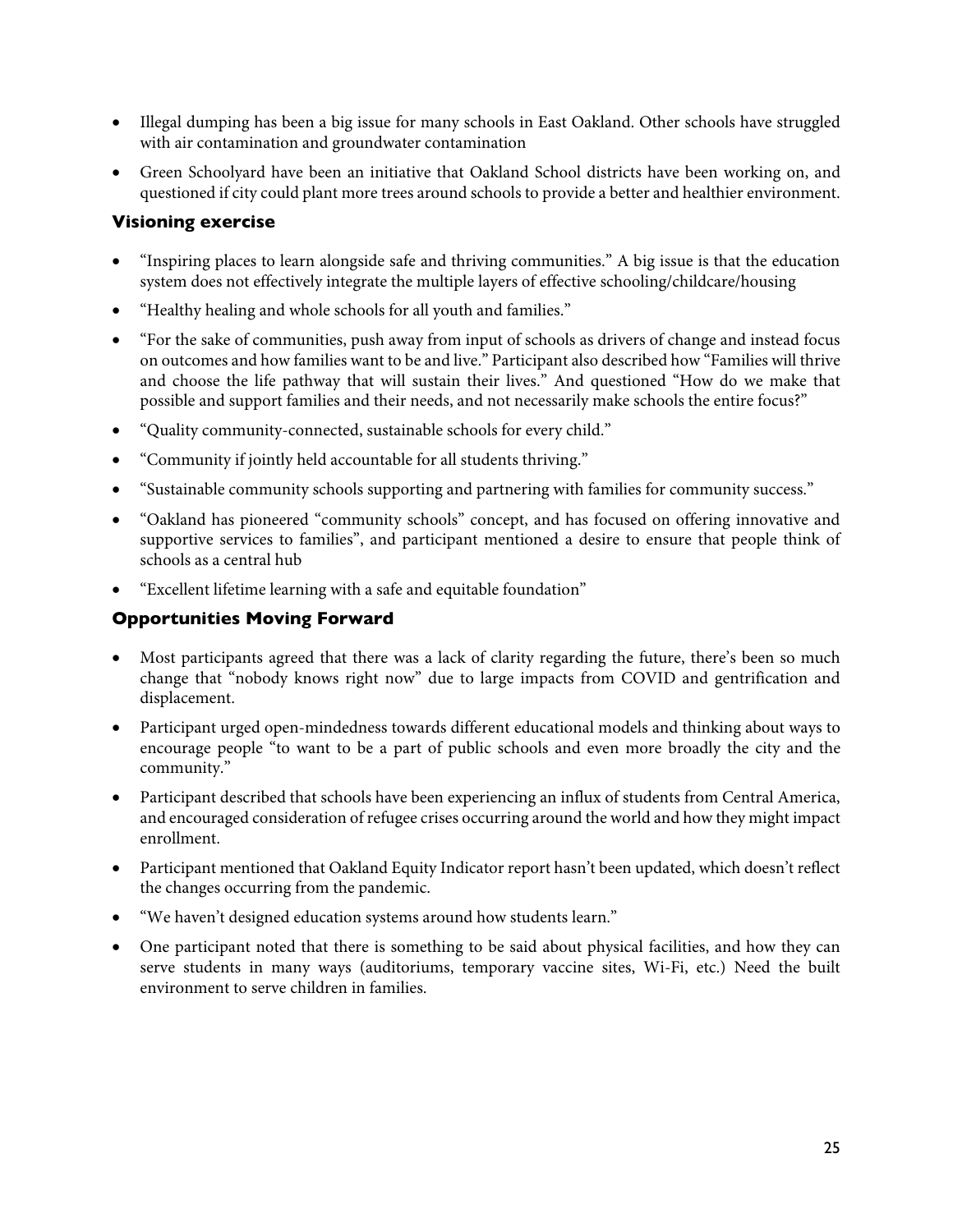- Illegal dumping has been a big issue for many schools in East Oakland. Other schools have struggled with air contamination and groundwater contamination
- Green Schoolyard have been an initiative that Oakland School districts have been working on, and questioned if city could plant more trees around schools to provide a better and healthier environment.

### Visioning exercise

- "Inspiring places to learn alongside safe and thriving communities." A big issue is that the education system does not effectively integrate the multiple layers of effective schooling/childcare/housing
- "Healthy healing and whole schools for all youth and families."
- "For the sake of communities, push away from input of schools as drivers of change and instead focus on outcomes and how families want to be and live." Participant also described how "Families will thrive and choose the life pathway that will sustain their lives." And questioned "How do we make that possible and support families and their needs, and not necessarily make schools the entire focus?"
- "Quality community-connected, sustainable schools for every child."
- "Community if jointly held accountable for all students thriving."
- "Sustainable community schools supporting and partnering with families for community success."
- "Oakland has pioneered "community schools" concept, and has focused on offering innovative and supportive services to families", and participant mentioned a desire to ensure that people think of schools as a central hub
- "Excellent lifetime learning with a safe and equitable foundation"

### Opportunities Moving Forward

- Most participants agreed that there was a lack of clarity regarding the future, there's been so much change that "nobody knows right now" due to large impacts from COVID and gentrification and displacement.
- Participant urged open-mindedness towards different educational models and thinking about ways to encourage people "to want to be a part of public schools and even more broadly the city and the community."
- Participant described that schools have been experiencing an influx of students from Central America, and encouraged consideration of refugee crises occurring around the world and how they might impact enrollment.
- Participant mentioned that Oakland Equity Indicator report hasn't been updated, which doesn't reflect the changes occurring from the pandemic.
- "We haven't designed education systems around how students learn."
- One participant noted that there is something to be said about physical facilities, and how they can serve students in many ways (auditoriums, temporary vaccine sites, Wi-Fi, etc.) Need the built environment to serve children in families.